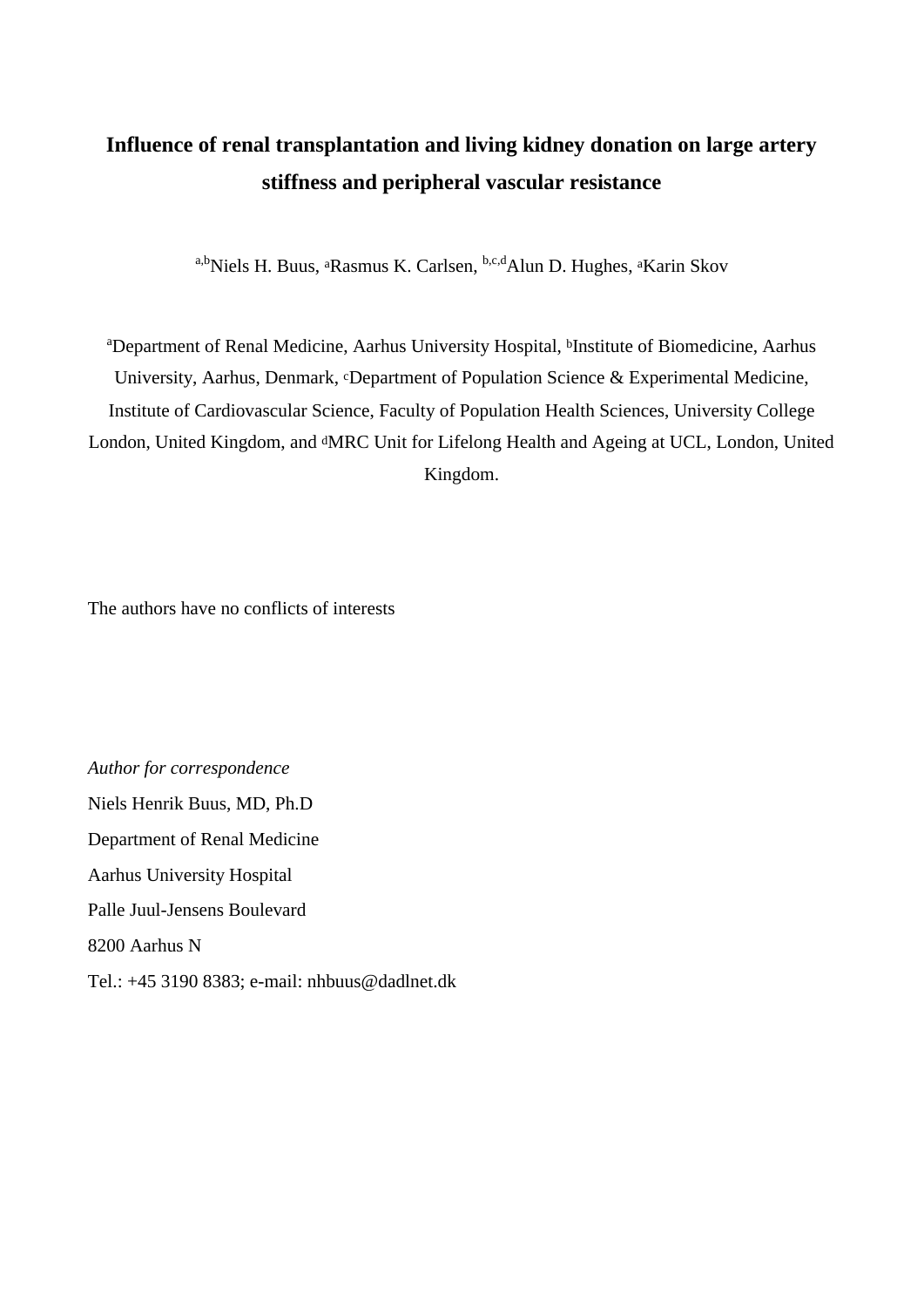# Influence of renal transplantation and living kidney donation on large artery stiffness and peripheral vascular resistance

[a,b]Niels H. Buus, [a]Rasmus K. Carlsen, [b,c,d]Alun D. Hughes, [a]Karin Skov

[a]Department of Renal Medicine, Aarhus University Hospital, [b]Institute of Biomedicine, Aarhus University, Aarhus, Denmark, [c]Department of Population Science & Experimental Medicine, Institute of Cardiovascular Science, Faculty of Population Health Sciences, University College London, United Kingdom, and [d]MRC Unit for Lifelong Health and Ageing at UCL, London, United Kingdom.

The authors have no conflicts of interests

*Author for correspondence*

Niels Henrik Buus, MD, Ph.D

Department of Renal Medicine

Aarhus University Hospital

Palle Juul-Jensens Boulevard

8200 Aarhus N

Tel.: +45 3190 8383; e-mail: nhbuus@dadlnet.dk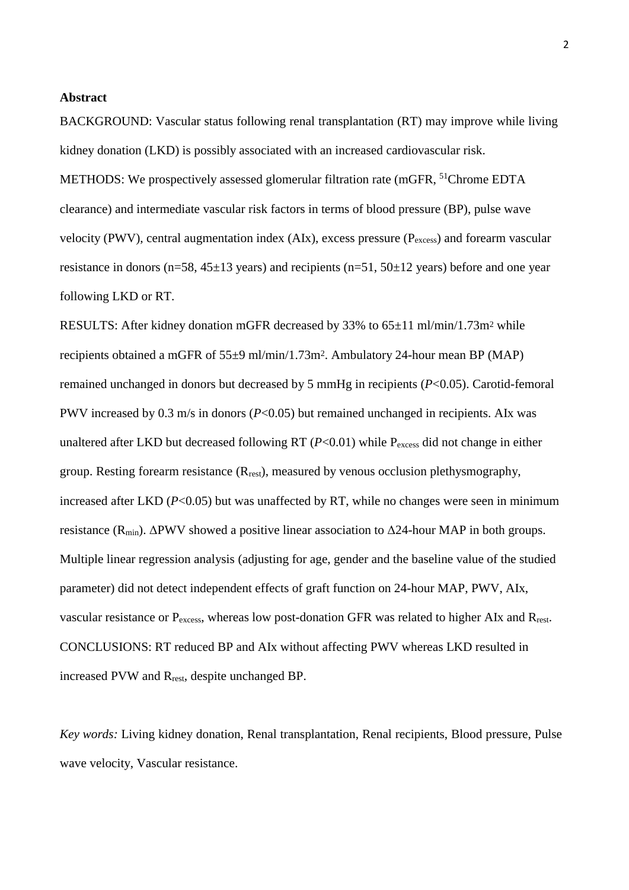## Abstract

BACKGROUND: Vascular status following renal transplantation (RT) may improve while living kidney donation (LKD) is possibly associated with an increased cardiovascular risk.

METHODS: We prospectively assessed glomerular filtration rate (mGFR, $^{51}$Chrome EDTA clearance) and intermediate vascular risk factors in terms of blood pressure (BP), pulse wave velocity (PWV), central augmentation index (AIx), excess pressure ($P_{excess}$) and forearm vascular resistance in donors (n=58, 45±13 years) and recipients (n=51, 50±12 years) before and one year following LKD or RT.

RESULTS: After kidney donation mGFR decreased by 33% to 65±11 ml/min/1.73m$^2$ while recipients obtained a mGFR of 55±9 ml/min/1.73m$^2$. Ambulatory 24-hour mean BP (MAP) remained unchanged in donors but decreased by 5 mmHg in recipients ($P<0.05$). Carotid-femoral PWV increased by 0.3 m/s in donors ($P<0.05$) but remained unchanged in recipients. AIx was unaltered after LKD but decreased following RT ($P<0.01$) while $P_{excess}$ did not change in either group. Resting forearm resistance ($R_{rest}$), measured by venous occlusion plethysmography, increased after LKD ($P<0.05$) but was unaffected by RT, while no changes were seen in minimum resistance ($R_{min}$). ΔPWV showed a positive linear association to Δ24-hour MAP in both groups. Multiple linear regression analysis (adjusting for age, gender and the baseline value of the studied parameter) did not detect independent effects of graft function on 24-hour MAP, PWV, AIx, vascular resistance or $P_{excess}$, whereas low post-donation GFR was related to higher AIx and $R_{rest}$.

CONCLUSIONS: RT reduced BP and AIx without affecting PWV whereas LKD resulted in increased PVW and $R_{rest}$, despite unchanged BP.

*Key words:* Living kidney donation, Renal transplantation, Renal recipients, Blood pressure, Pulse wave velocity, Vascular resistance.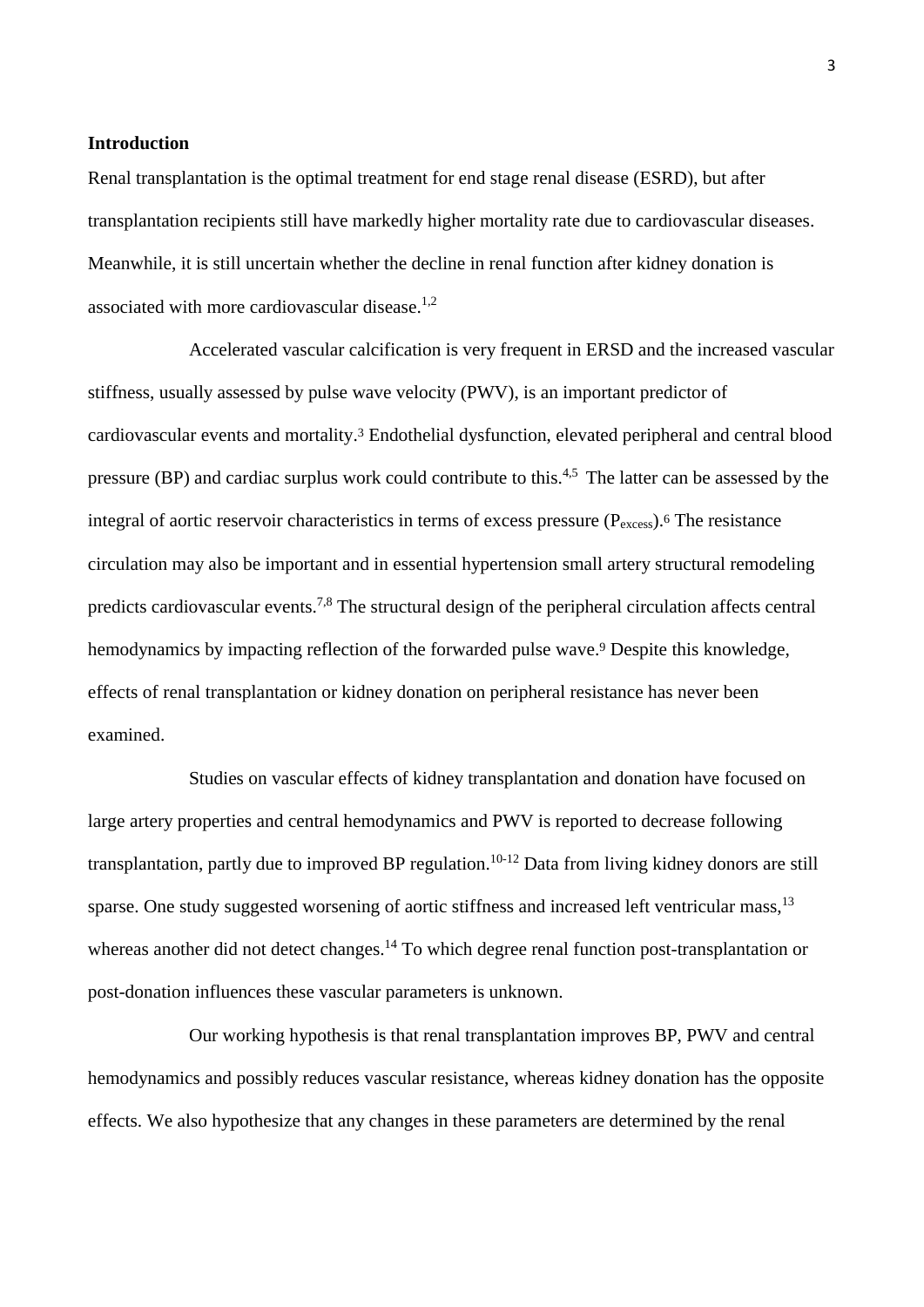## Introduction

Renal transplantation is the optimal treatment for end stage renal disease (ESRD), but after transplantation recipients still have markedly higher mortality rate due to cardiovascular diseases. Meanwhile, it is still uncertain whether the decline in renal function after kidney donation is associated with more cardiovascular disease.[1,2]

Accelerated vascular calcification is very frequent in ERSD and the increased vascular stiffness, usually assessed by pulse wave velocity (PWV), is an important predictor of cardiovascular events and mortality.[3] Endothelial dysfunction, elevated peripheral and central blood pressure (BP) and cardiac surplus work could contribute to this.[4,5] The latter can be assessed by the integral of aortic reservoir characteristics in terms of excess pressure ($P_{excess}$).[6] The resistance circulation may also be important and in essential hypertension small artery structural remodeling predicts cardiovascular events.[7,8] The structural design of the peripheral circulation affects central hemodynamics by impacting reflection of the forwarded pulse wave.[9] Despite this knowledge, effects of renal transplantation or kidney donation on peripheral resistance has never been examined.

Studies on vascular effects of kidney transplantation and donation have focused on large artery properties and central hemodynamics and PWV is reported to decrease following transplantation, partly due to improved BP regulation.[10-12] Data from living kidney donors are still sparse. One study suggested worsening of aortic stiffness and increased left ventricular mass,[13] whereas another did not detect changes.[14] To which degree renal function post-transplantation or post-donation influences these vascular parameters is unknown.

Our working hypothesis is that renal transplantation improves BP, PWV and central hemodynamics and possibly reduces vascular resistance, whereas kidney donation has the opposite effects. We also hypothesize that any changes in these parameters are determined by the renal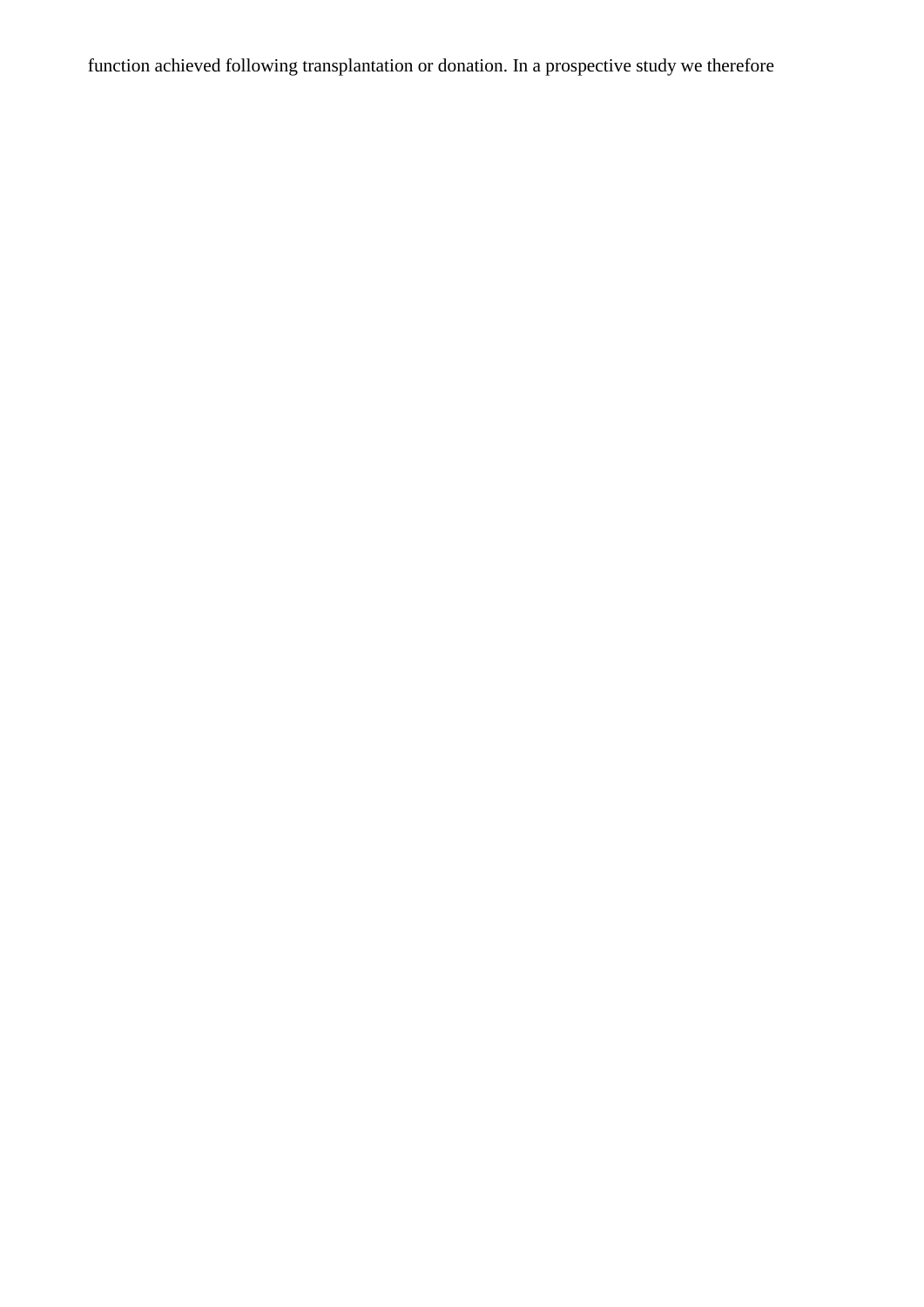function achieved following transplantation or donation. In a prospective study we therefore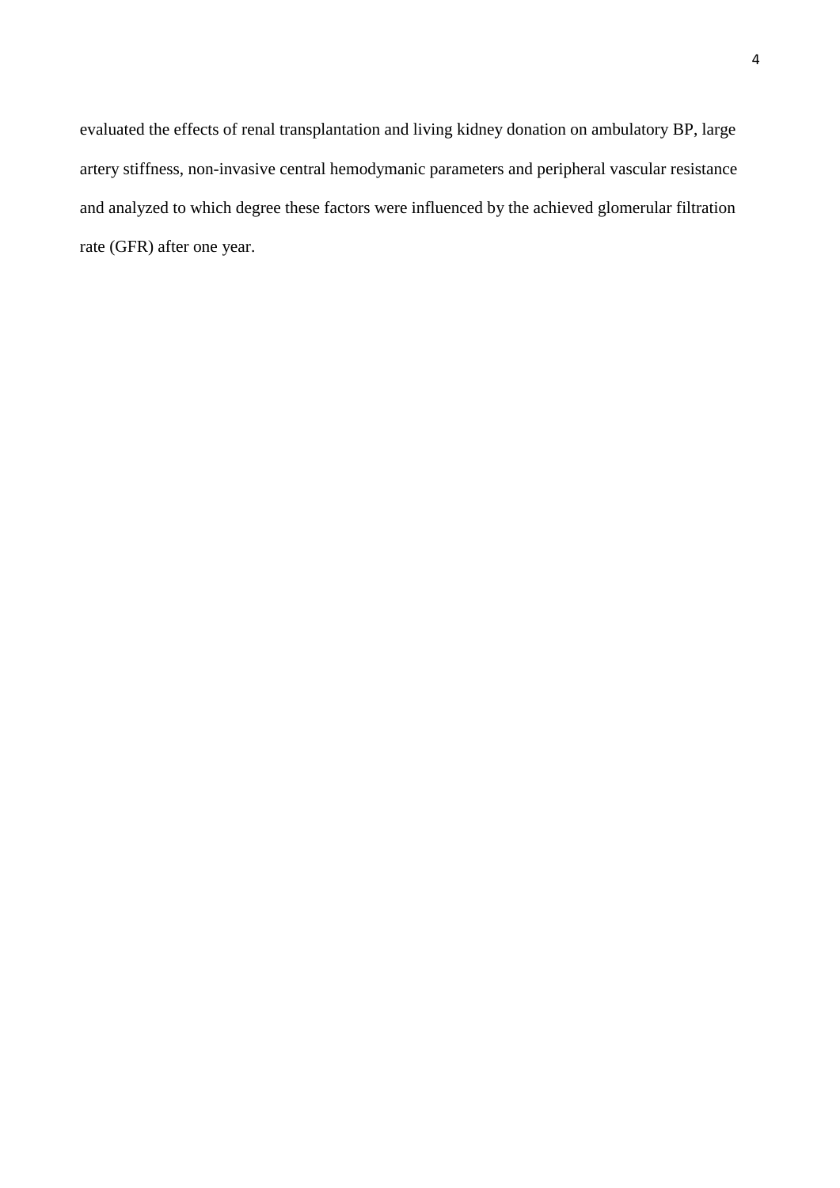evaluated the effects of renal transplantation and living kidney donation on ambulatory BP, large artery stiffness, non-invasive central hemodymanic parameters and peripheral vascular resistance and analyzed to which degree these factors were influenced by the achieved glomerular filtration rate (GFR) after one year.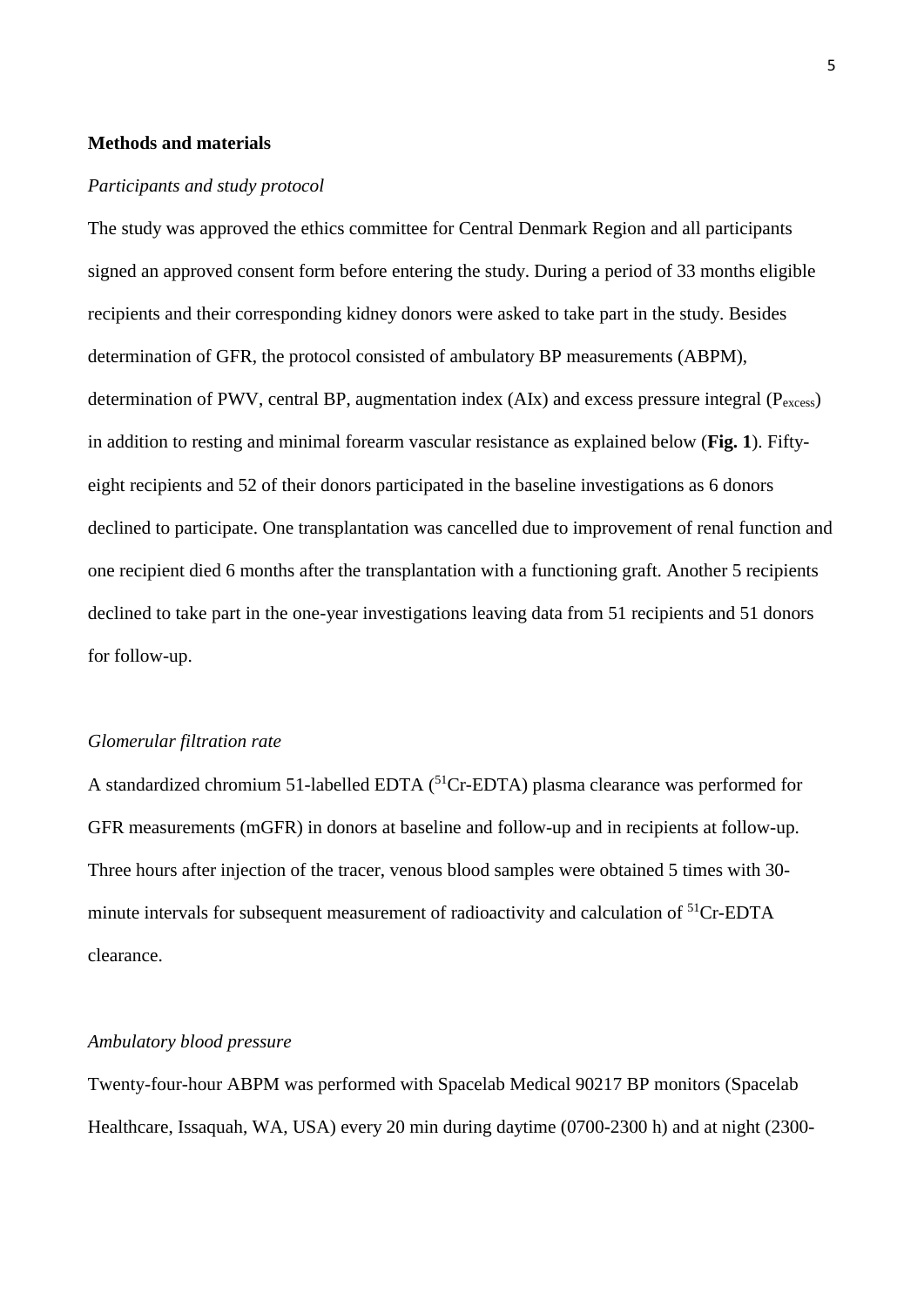## Methods and materials

*Participants and study protocol*

The study was approved the ethics committee for Central Denmark Region and all participants signed an approved consent form before entering the study. During a period of 33 months eligible recipients and their corresponding kidney donors were asked to take part in the study. Besides determination of GFR, the protocol consisted of ambulatory BP measurements (ABPM), determination of PWV, central BP, augmentation index (AIx) and excess pressure integral ($P_{excess}$) in addition to resting and minimal forearm vascular resistance as explained below (**Fig. 1**). Fifty-eight recipients and 52 of their donors participated in the baseline investigations as 6 donors declined to participate. One transplantation was cancelled due to improvement of renal function and one recipient died 6 months after the transplantation with a functioning graft. Another 5 recipients declined to take part in the one-year investigations leaving data from 51 recipients and 51 donors for follow-up.

*Glomerular filtration rate*

A standardized chromium 51-labelled EDTA ($^{51}$Cr-EDTA) plasma clearance was performed for GFR measurements (mGFR) in donors at baseline and follow-up and in recipients at follow-up. Three hours after injection of the tracer, venous blood samples were obtained 5 times with 30-minute intervals for subsequent measurement of radioactivity and calculation of $^{51}$Cr-EDTA clearance.

*Ambulatory blood pressure*

Twenty-four-hour ABPM was performed with Spacelab Medical 90217 BP monitors (Spacelab Healthcare, Issaquah, WA, USA) every 20 min during daytime (0700-2300 h) and at night (2300-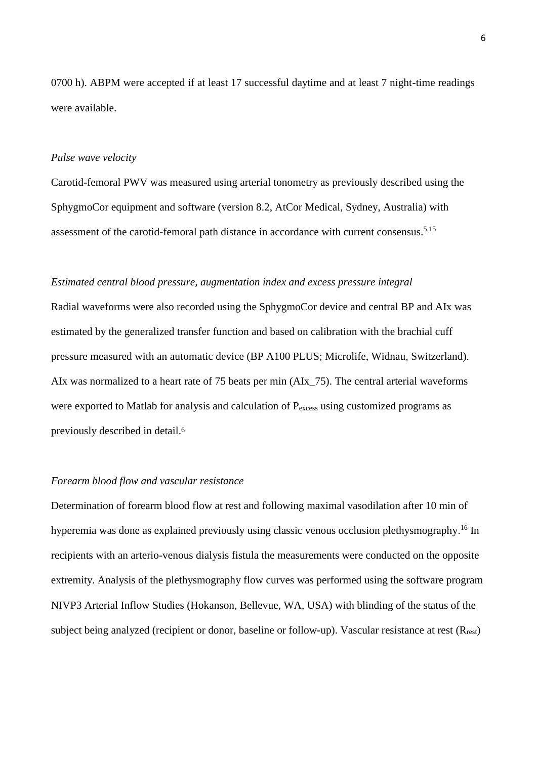0700 h). ABPM were accepted if at least 17 successful daytime and at least 7 night-time readings were available.

*Pulse wave velocity*

Carotid-femoral PWV was measured using arterial tonometry as previously described using the SphygmoCor equipment and software (version 8.2, AtCor Medical, Sydney, Australia) with assessment of the carotid-femoral path distance in accordance with current consensus.[5,15]

*Estimated central blood pressure, augmentation index and excess pressure integral*

Radial waveforms were also recorded using the SphygmoCor device and central BP and AIx was estimated by the generalized transfer function and based on calibration with the brachial cuff pressure measured with an automatic device (BP A100 PLUS; Microlife, Widnau, Switzerland). AIx was normalized to a heart rate of 75 beats per min (AIx_75). The central arterial waveforms were exported to Matlab for analysis and calculation of $P_{excess}$ using customized programs as previously described in detail.[6]

*Forearm blood flow and vascular resistance*

Determination of forearm blood flow at rest and following maximal vasodilation after 10 min of hyperemia was done as explained previously using classic venous occlusion plethysmography.[16] In recipients with an arterio-venous dialysis fistula the measurements were conducted on the opposite extremity. Analysis of the plethysmography flow curves was performed using the software program NIVP3 Arterial Inflow Studies (Hokanson, Bellevue, WA, USA) with blinding of the status of the subject being analyzed (recipient or donor, baseline or follow-up). Vascular resistance at rest ($R_{rest}$)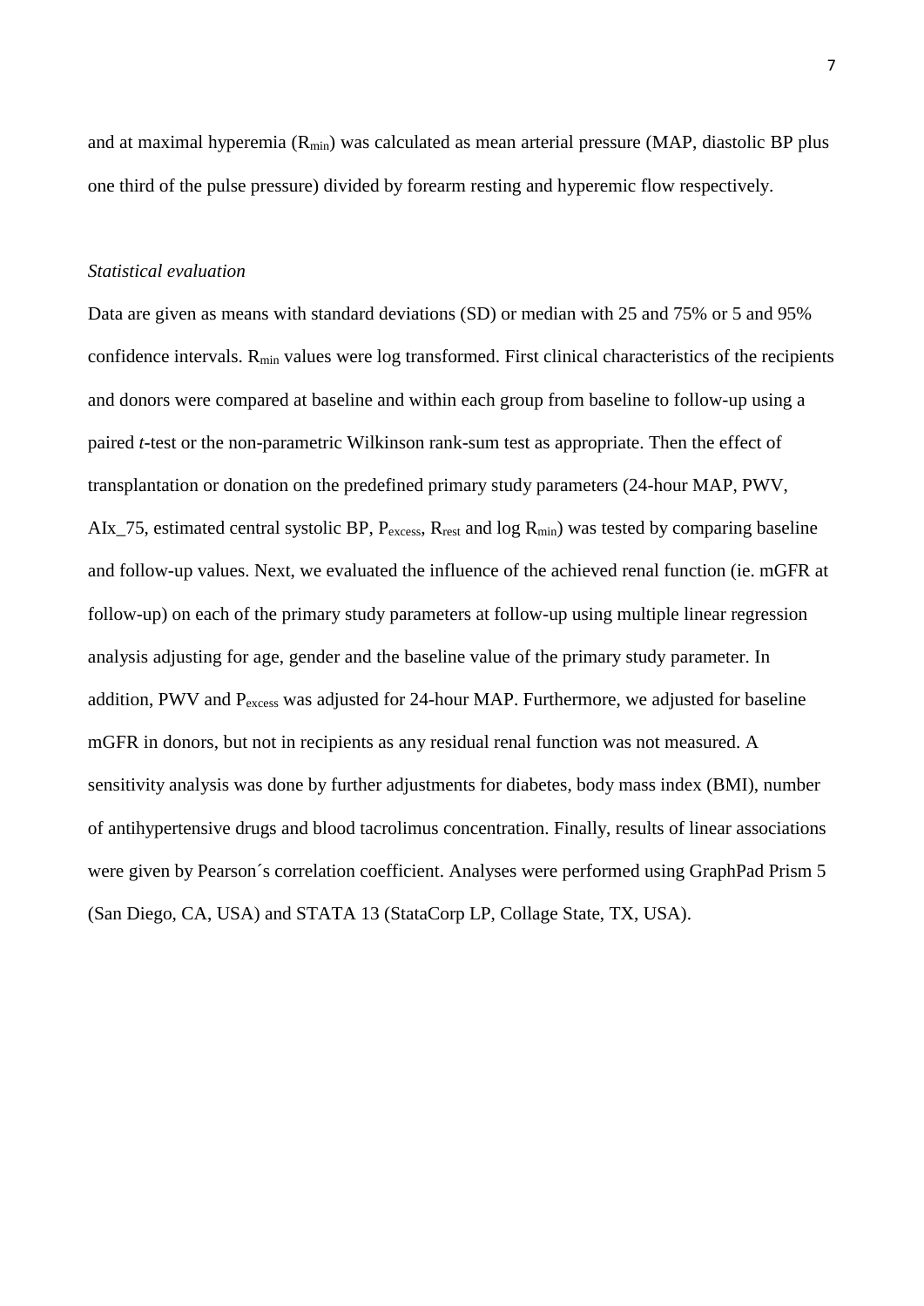and at maximal hyperemia ($R_{min}$) was calculated as mean arterial pressure (MAP, diastolic BP plus one third of the pulse pressure) divided by forearm resting and hyperemic flow respectively.

*Statistical evaluation*

Data are given as means with standard deviations (SD) or median with 25 and 75% or 5 and 95% confidence intervals. $R_{min}$ values were log transformed. First clinical characteristics of the recipients and donors were compared at baseline and within each group from baseline to follow-up using a paired *t*-test or the non-parametric Wilkinson rank-sum test as appropriate. Then the effect of transplantation or donation on the predefined primary study parameters (24-hour MAP, PWV, AIx_75, estimated central systolic BP, $P_{excess}$, $R_{rest}$ and log $R_{min}$) was tested by comparing baseline and follow-up values. Next, we evaluated the influence of the achieved renal function (ie. mGFR at follow-up) on each of the primary study parameters at follow-up using multiple linear regression analysis adjusting for age, gender and the baseline value of the primary study parameter. In addition, PWV and $P_{excess}$ was adjusted for 24-hour MAP. Furthermore, we adjusted for baseline mGFR in donors, but not in recipients as any residual renal function was not measured. A sensitivity analysis was done by further adjustments for diabetes, body mass index (BMI), number of antihypertensive drugs and blood tacrolimus concentration. Finally, results of linear associations were given by Pearson´s correlation coefficient. Analyses were performed using GraphPad Prism 5 (San Diego, CA, USA) and STATA 13 (StataCorp LP, Collage State, TX, USA).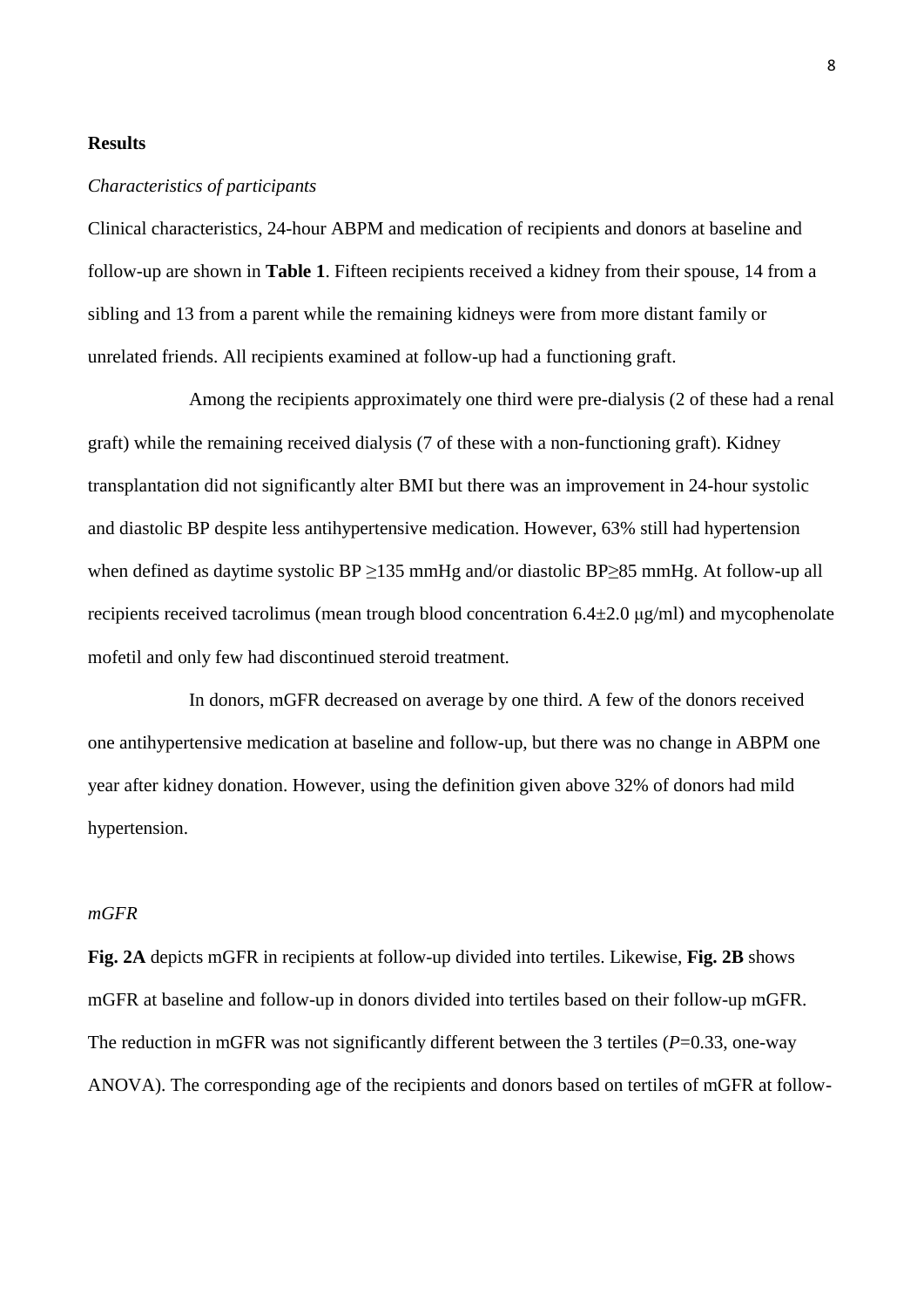## Results

### *Characteristics of participants*

Clinical characteristics, 24-hour ABPM and medication of recipients and donors at baseline and follow-up are shown in **Table 1**. Fifteen recipients received a kidney from their spouse, 14 from a sibling and 13 from a parent while the remaining kidneys were from more distant family or unrelated friends. All recipients examined at follow-up had a functioning graft.

Among the recipients approximately one third were pre-dialysis (2 of these had a renal graft) while the remaining received dialysis (7 of these with a non-functioning graft). Kidney transplantation did not significantly alter BMI but there was an improvement in 24-hour systolic and diastolic BP despite less antihypertensive medication. However, 63% still had hypertension when defined as daytime systolic BP ≥135 mmHg and/or diastolic BP≥85 mmHg. At follow-up all recipients received tacrolimus (mean trough blood concentration 6.4±2.0 μg/ml) and mycophenolate mofetil and only few had discontinued steroid treatment.

In donors, mGFR decreased on average by one third. A few of the donors received one antihypertensive medication at baseline and follow-up, but there was no change in ABPM one year after kidney donation. However, using the definition given above 32% of donors had mild hypertension.

### *mGFR*

**Fig. 2A** depicts mGFR in recipients at follow-up divided into tertiles. Likewise, **Fig. 2B** shows mGFR at baseline and follow-up in donors divided into tertiles based on their follow-up mGFR. The reduction in mGFR was not significantly different between the 3 tertiles (*P*=0.33, one-way ANOVA). The corresponding age of the recipients and donors based on tertiles of mGFR at follow-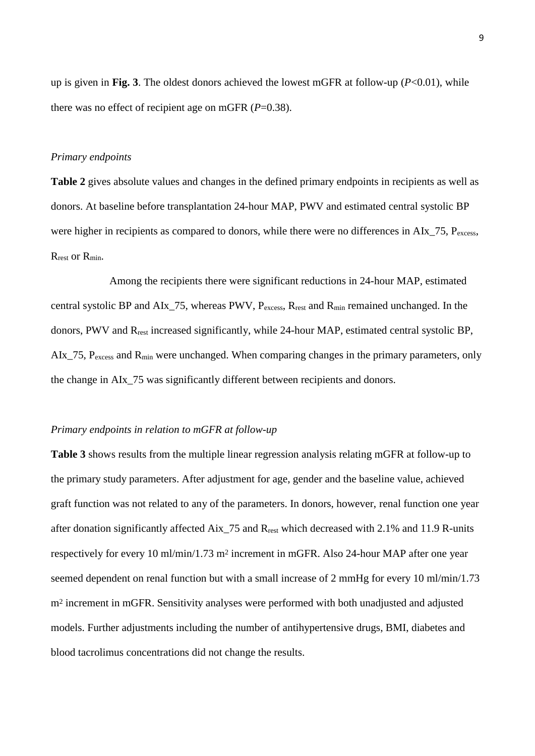up is given in **Fig. 3**. The oldest donors achieved the lowest mGFR at follow-up (*P*<0.01), while there was no effect of recipient age on mGFR (*P*=0.38).

*Primary endpoints*

**Table 2** gives absolute values and changes in the defined primary endpoints in recipients as well as donors. At baseline before transplantation 24-hour MAP, PWV and estimated central systolic BP were higher in recipients as compared to donors, while there were no differences in AIx_75, $P_{excess}$, $R_{rest}$ or $R_{min}$.

Among the recipients there were significant reductions in 24-hour MAP, estimated central systolic BP and AIx_75, whereas PWV, $P_{excess}$, $R_{rest}$ and $R_{min}$ remained unchanged. In the donors, PWV and $R_{rest}$ increased significantly, while 24-hour MAP, estimated central systolic BP, AIx_75, $P_{excess}$ and $R_{min}$ were unchanged. When comparing changes in the primary parameters, only the change in AIx_75 was significantly different between recipients and donors.

*Primary endpoints in relation to mGFR at follow-up*

**Table 3** shows results from the multiple linear regression analysis relating mGFR at follow-up to the primary study parameters. After adjustment for age, gender and the baseline value, achieved graft function was not related to any of the parameters. In donors, however, renal function one year after donation significantly affected Aix_75 and $R_{rest}$ which decreased with 2.1% and 11.9 R-units respectively for every 10 ml/min/1.73 $m^2$ increment in mGFR. Also 24-hour MAP after one year seemed dependent on renal function but with a small increase of 2 mmHg for every 10 ml/min/1.73 $m^2$ increment in mGFR. Sensitivity analyses were performed with both unadjusted and adjusted models. Further adjustments including the number of antihypertensive drugs, BMI, diabetes and blood tacrolimus concentrations did not change the results.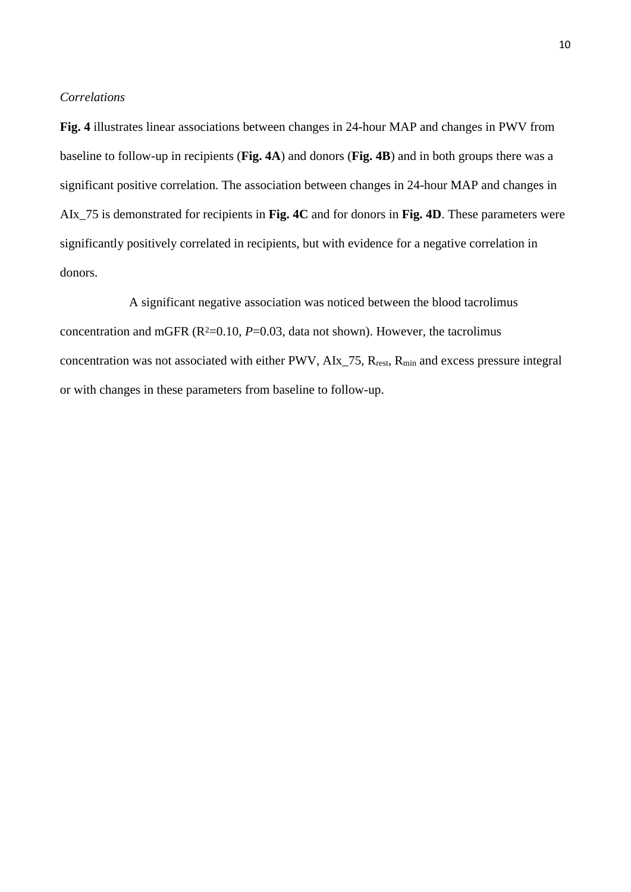*Correlations*

**Fig. 4** illustrates linear associations between changes in 24-hour MAP and changes in PWV from baseline to follow-up in recipients (**Fig. 4A**) and donors (**Fig. 4B**) and in both groups there was a significant positive correlation. The association between changes in 24-hour MAP and changes in AIx_75 is demonstrated for recipients in **Fig. 4C** and for donors in **Fig. 4D**. These parameters were significantly positively correlated in recipients, but with evidence for a negative correlation in donors.

A significant negative association was noticed between the blood tacrolimus concentration and mGFR ($R^2$=0.10, *P*=0.03, data not shown). However, the tacrolimus concentration was not associated with either PWV, AIx_75, $R_{rest}$, $R_{min}$ and excess pressure integral or with changes in these parameters from baseline to follow-up.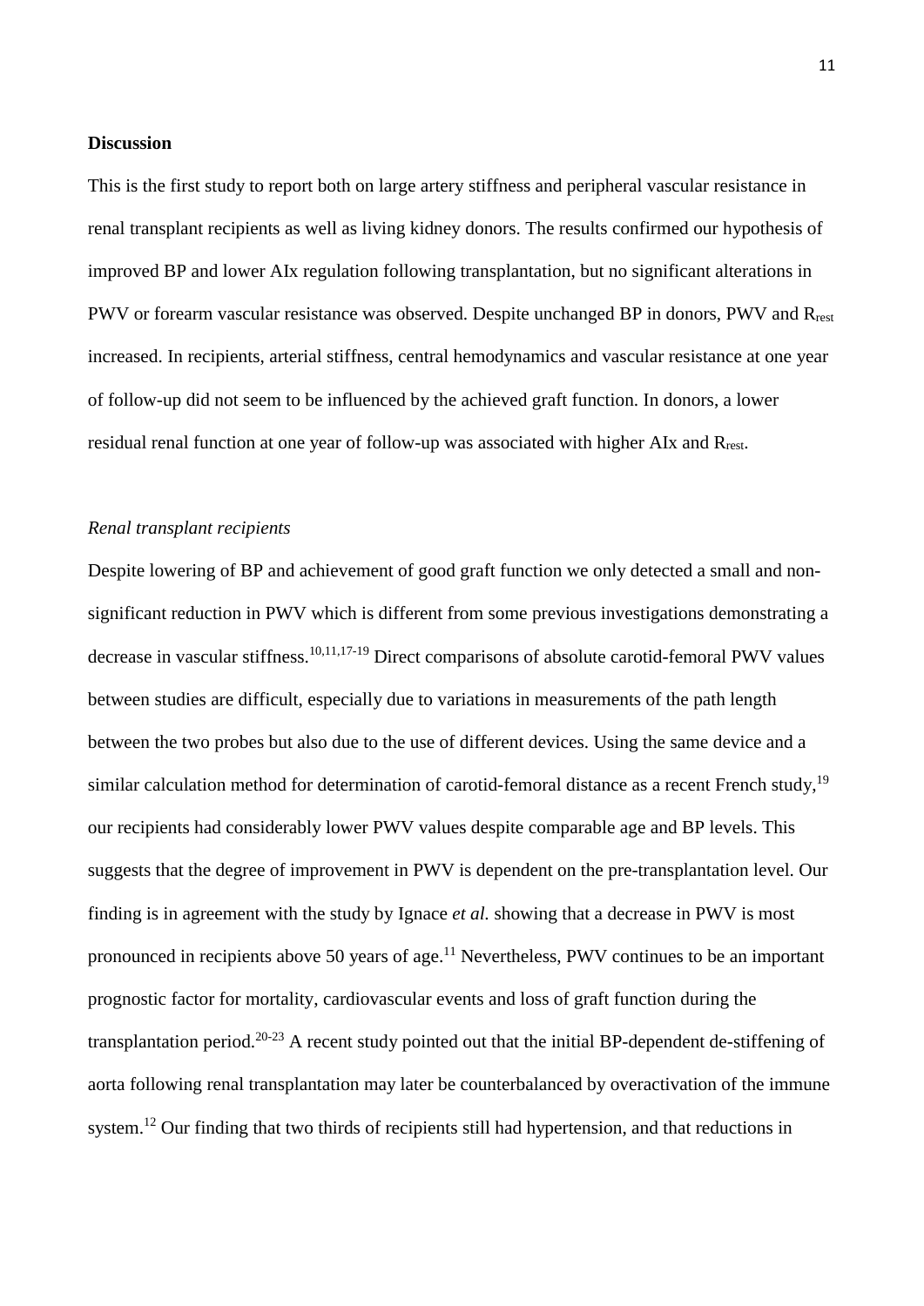**Discussion**

This is the first study to report both on large artery stiffness and peripheral vascular resistance in renal transplant recipients as well as living kidney donors. The results confirmed our hypothesis of improved BP and lower AIx regulation following transplantation, but no significant alterations in PWV or forearm vascular resistance was observed. Despite unchanged BP in donors, PWV and $R_{rest}$ increased. In recipients, arterial stiffness, central hemodynamics and vascular resistance at one year of follow-up did not seem to be influenced by the achieved graft function. In donors, a lower residual renal function at one year of follow-up was associated with higher AIx and $R_{rest}$.

*Renal transplant recipients*

Despite lowering of BP and achievement of good graft function we only detected a small and non-significant reduction in PWV which is different from some previous investigations demonstrating a decrease in vascular stiffness.[10,11,17-19] Direct comparisons of absolute carotid-femoral PWV values between studies are difficult, especially due to variations in measurements of the path length between the two probes but also due to the use of different devices. Using the same device and a similar calculation method for determination of carotid-femoral distance as a recent French study,[19] our recipients had considerably lower PWV values despite comparable age and BP levels. This suggests that the degree of improvement in PWV is dependent on the pre-transplantation level. Our finding is in agreement with the study by Ignace *et al.* showing that a decrease in PWV is most pronounced in recipients above 50 years of age.[11] Nevertheless, PWV continues to be an important prognostic factor for mortality, cardiovascular events and loss of graft function during the transplantation period.[20-23] A recent study pointed out that the initial BP-dependent de-stiffening of aorta following renal transplantation may later be counterbalanced by overactivation of the immune system.[12] Our finding that two thirds of recipients still had hypertension, and that reductions in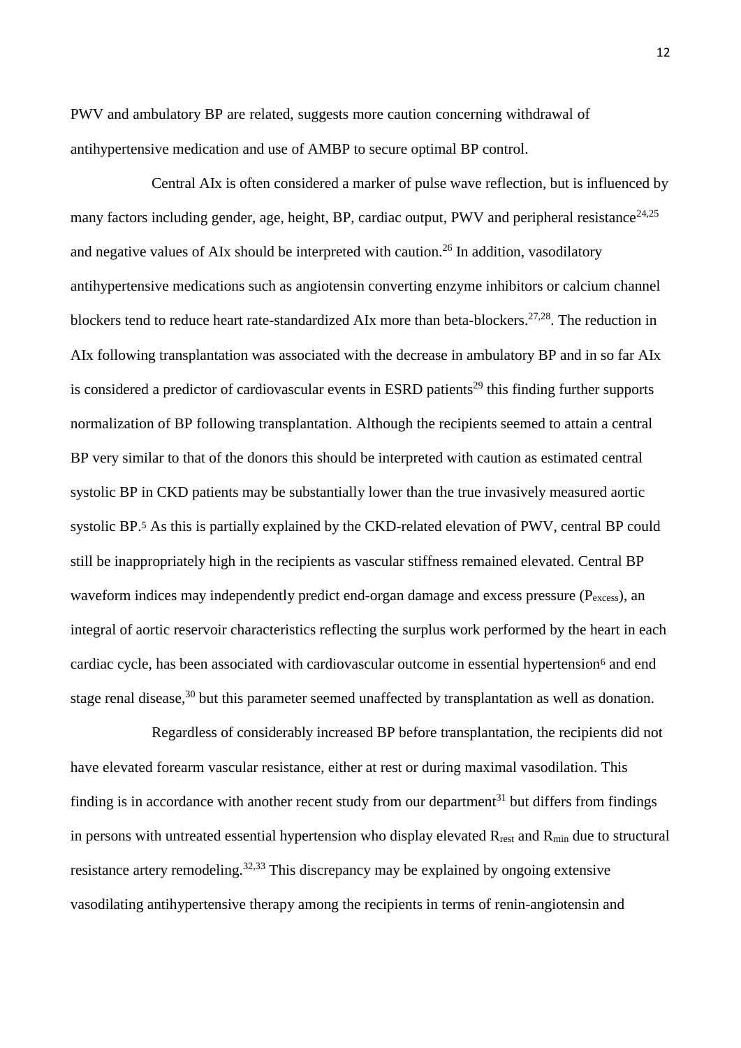PWV and ambulatory BP are related, suggests more caution concerning withdrawal of antihypertensive medication and use of AMBP to secure optimal BP control.

Central AIx is often considered a marker of pulse wave reflection, but is influenced by many factors including gender, age, height, BP, cardiac output, PWV and peripheral resistance[24,25] and negative values of AIx should be interpreted with caution.[26] In addition, vasodilatory antihypertensive medications such as angiotensin converting enzyme inhibitors or calcium channel blockers tend to reduce heart rate-standardized AIx more than beta-blockers.[27,28]. The reduction in AIx following transplantation was associated with the decrease in ambulatory BP and in so far AIx is considered a predictor of cardiovascular events in ESRD patients[29] this finding further supports normalization of BP following transplantation. Although the recipients seemed to attain a central BP very similar to that of the donors this should be interpreted with caution as estimated central systolic BP in CKD patients may be substantially lower than the true invasively measured aortic systolic BP.[5] As this is partially explained by the CKD-related elevation of PWV, central BP could still be inappropriately high in the recipients as vascular stiffness remained elevated. Central BP waveform indices may independently predict end-organ damage and excess pressure ($P_{excess}$), an integral of aortic reservoir characteristics reflecting the surplus work performed by the heart in each cardiac cycle, has been associated with cardiovascular outcome in essential hypertension[6] and end stage renal disease,[30] but this parameter seemed unaffected by transplantation as well as donation.

Regardless of considerably increased BP before transplantation, the recipients did not have elevated forearm vascular resistance, either at rest or during maximal vasodilation. This finding is in accordance with another recent study from our department[31] but differs from findings in persons with untreated essential hypertension who display elevated $R_{rest}$ and $R_{min}$ due to structural resistance artery remodeling.[32,33] This discrepancy may be explained by ongoing extensive vasodilating antihypertensive therapy among the recipients in terms of renin-angiotensin and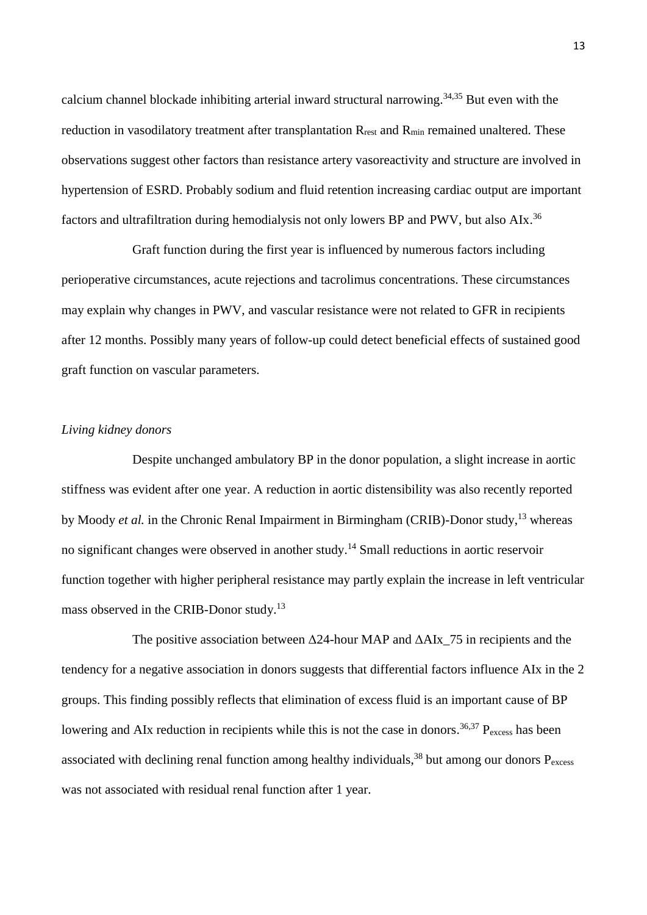calcium channel blockade inhibiting arterial inward structural narrowing.[34,35] But even with the reduction in vasodilatory treatment after transplantation $R_{rest}$ and $R_{min}$ remained unaltered. These observations suggest other factors than resistance artery vasoreactivity and structure are involved in hypertension of ESRD. Probably sodium and fluid retention increasing cardiac output are important factors and ultrafiltration during hemodialysis not only lowers BP and PWV, but also AIx.[36]

Graft function during the first year is influenced by numerous factors including perioperative circumstances, acute rejections and tacrolimus concentrations. These circumstances may explain why changes in PWV, and vascular resistance were not related to GFR in recipients after 12 months. Possibly many years of follow-up could detect beneficial effects of sustained good graft function on vascular parameters.

*Living kidney donors*

Despite unchanged ambulatory BP in the donor population, a slight increase in aortic stiffness was evident after one year. A reduction in aortic distensibility was also recently reported by Moody *et al.* in the Chronic Renal Impairment in Birmingham (CRIB)-Donor study,[13] whereas no significant changes were observed in another study.[14] Small reductions in aortic reservoir function together with higher peripheral resistance may partly explain the increase in left ventricular mass observed in the CRIB-Donor study.[13]

The positive association between Δ24-hour MAP and ΔAIx_75 in recipients and the tendency for a negative association in donors suggests that differential factors influence AIx in the 2 groups. This finding possibly reflects that elimination of excess fluid is an important cause of BP lowering and AIx reduction in recipients while this is not the case in donors.[36,37] $P_{excess}$ has been associated with declining renal function among healthy individuals,[38] but among our donors $P_{excess}$ was not associated with residual renal function after 1 year.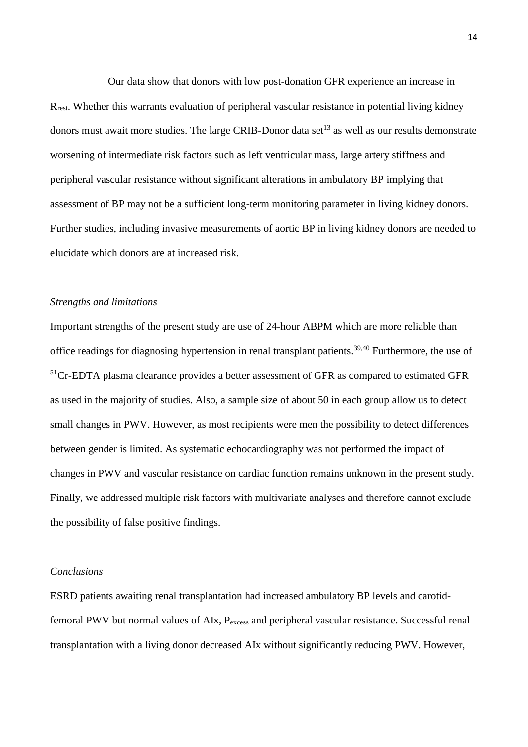Our data show that donors with low post-donation GFR experience an increase in $R_{rest}$. Whether this warrants evaluation of peripheral vascular resistance in potential living kidney donors must await more studies. The large CRIB-Donor data set[13] as well as our results demonstrate worsening of intermediate risk factors such as left ventricular mass, large artery stiffness and peripheral vascular resistance without significant alterations in ambulatory BP implying that assessment of BP may not be a sufficient long-term monitoring parameter in living kidney donors. Further studies, including invasive measurements of aortic BP in living kidney donors are needed to elucidate which donors are at increased risk.

*Strengths and limitations*

Important strengths of the present study are use of 24-hour ABPM which are more reliable than office readings for diagnosing hypertension in renal transplant patients.[39,40] Furthermore, the use of $^{51}$Cr-EDTA plasma clearance provides a better assessment of GFR as compared to estimated GFR as used in the majority of studies. Also, a sample size of about 50 in each group allow us to detect small changes in PWV. However, as most recipients were men the possibility to detect differences between gender is limited. As systematic echocardiography was not performed the impact of changes in PWV and vascular resistance on cardiac function remains unknown in the present study. Finally, we addressed multiple risk factors with multivariate analyses and therefore cannot exclude the possibility of false positive findings.

*Conclusions*

ESRD patients awaiting renal transplantation had increased ambulatory BP levels and carotid-femoral PWV but normal values of AIx, $P_{excess}$ and peripheral vascular resistance. Successful renal transplantation with a living donor decreased AIx without significantly reducing PWV. However,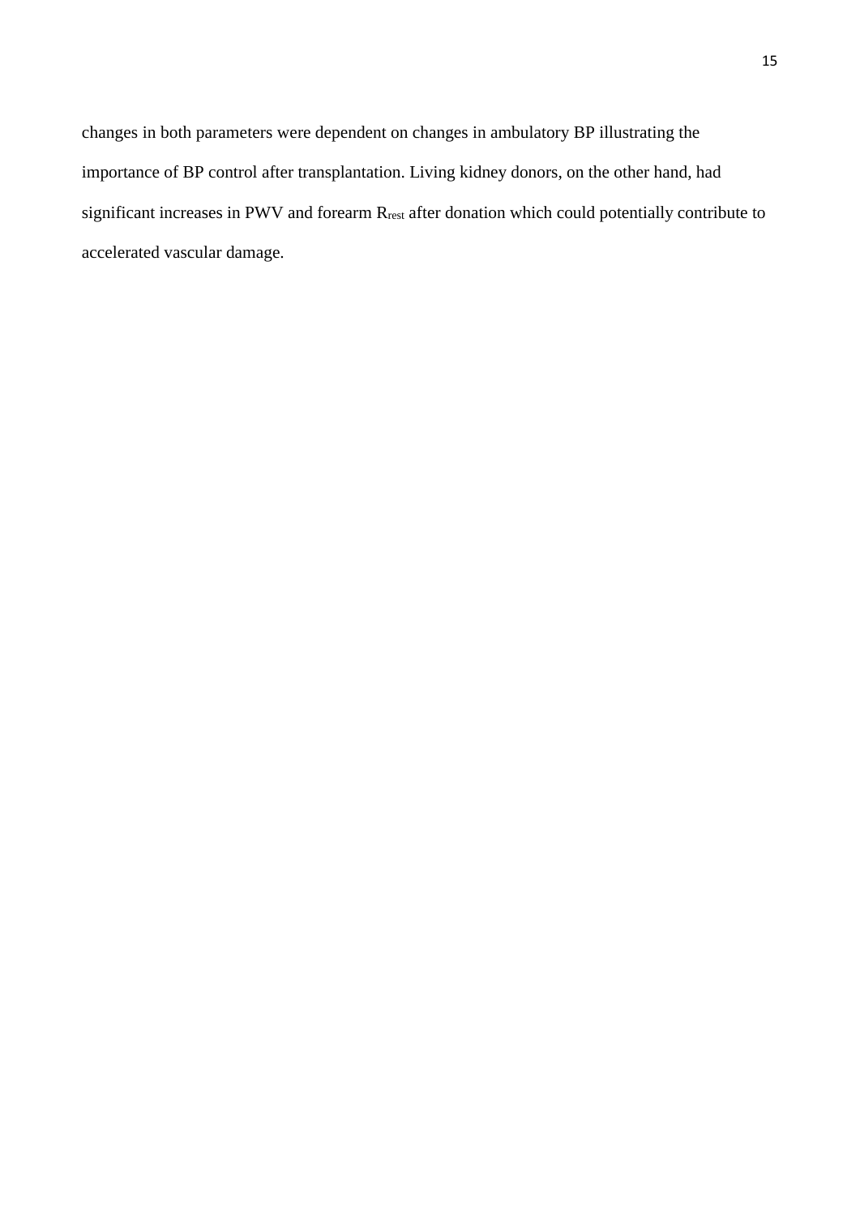changes in both parameters were dependent on changes in ambulatory BP illustrating the importance of BP control after transplantation. Living kidney donors, on the other hand, had significant increases in PWV and forearm $R_{rest}$ after donation which could potentially contribute to accelerated vascular damage.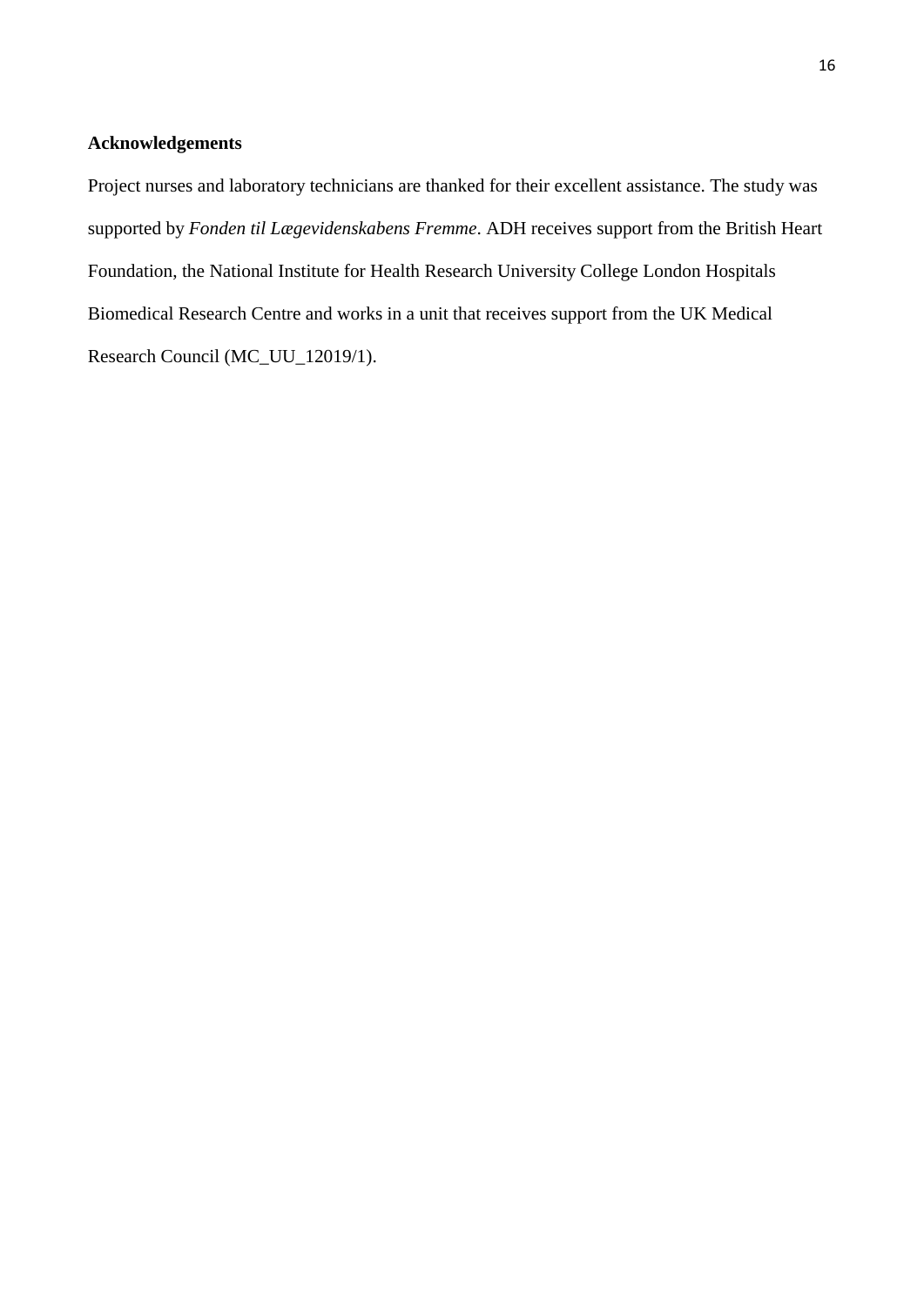**Acknowledgements**

Project nurses and laboratory technicians are thanked for their excellent assistance. The study was supported by *Fonden til Lægevidenskabens Fremme*. ADH receives support from the British Heart Foundation, the National Institute for Health Research University College London Hospitals Biomedical Research Centre and works in a unit that receives support from the UK Medical Research Council (MC_UU_12019/1).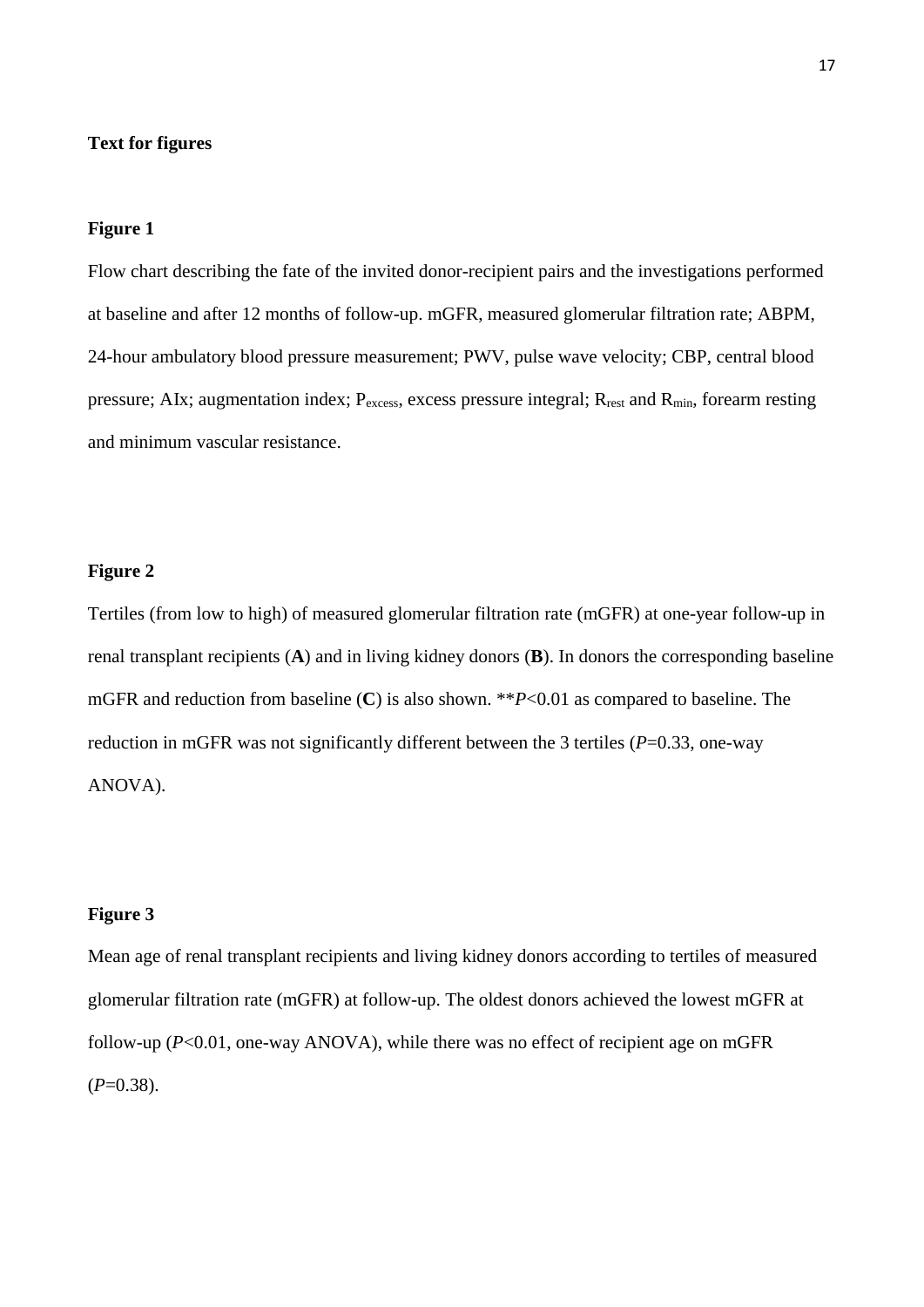**Text for figures**

**Figure 1**

Flow chart describing the fate of the invited donor-recipient pairs and the investigations performed at baseline and after 12 months of follow-up. mGFR, measured glomerular filtration rate; ABPM, 24-hour ambulatory blood pressure measurement; PWV, pulse wave velocity; CBP, central blood pressure; AIx; augmentation index; $P_{excess}$, excess pressure integral; $R_{rest}$ and $R_{min}$, forearm resting and minimum vascular resistance.

**Figure 2**

Tertiles (from low to high) of measured glomerular filtration rate (mGFR) at one-year follow-up in renal transplant recipients (**A**) and in living kidney donors (**B**). In donors the corresponding baseline mGFR and reduction from baseline (**C**) is also shown. ***P*<0.01 as compared to baseline. The reduction in mGFR was not significantly different between the 3 tertiles (*P*=0.33, one-way ANOVA).

**Figure 3**

Mean age of renal transplant recipients and living kidney donors according to tertiles of measured glomerular filtration rate (mGFR) at follow-up. The oldest donors achieved the lowest mGFR at follow-up (*P*<0.01, one-way ANOVA), while there was no effect of recipient age on mGFR (*P*=0.38).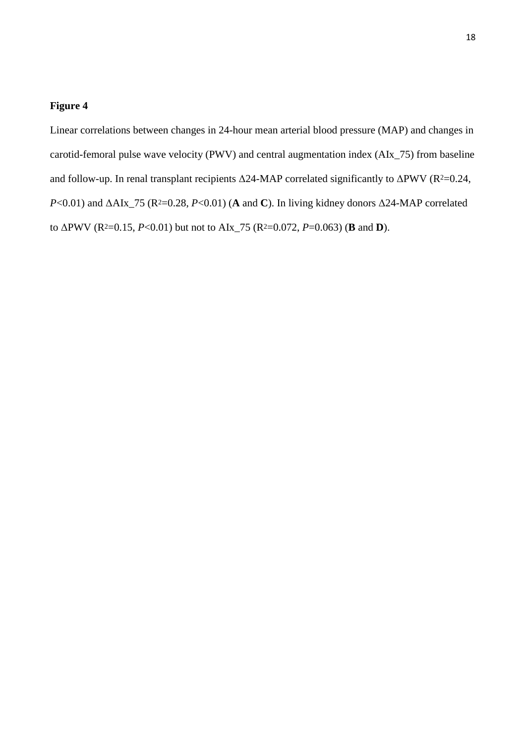**Figure 4**

Linear correlations between changes in 24-hour mean arterial blood pressure (MAP) and changes in carotid-femoral pulse wave velocity (PWV) and central augmentation index (AIx_75) from baseline and follow-up. In renal transplant recipients Δ24-MAP correlated significantly to ΔPWV ($R^2$=0.24, *P*<0.01) and ΔAIx_75 ($R^2$=0.28, *P*<0.01) (**A** and **C**). In living kidney donors Δ24-MAP correlated to ΔPWV ($R^2$=0.15, *P*<0.01) but not to AIx_75 ($R^2$=0.072, *P*=0.063) (**B** and **D**).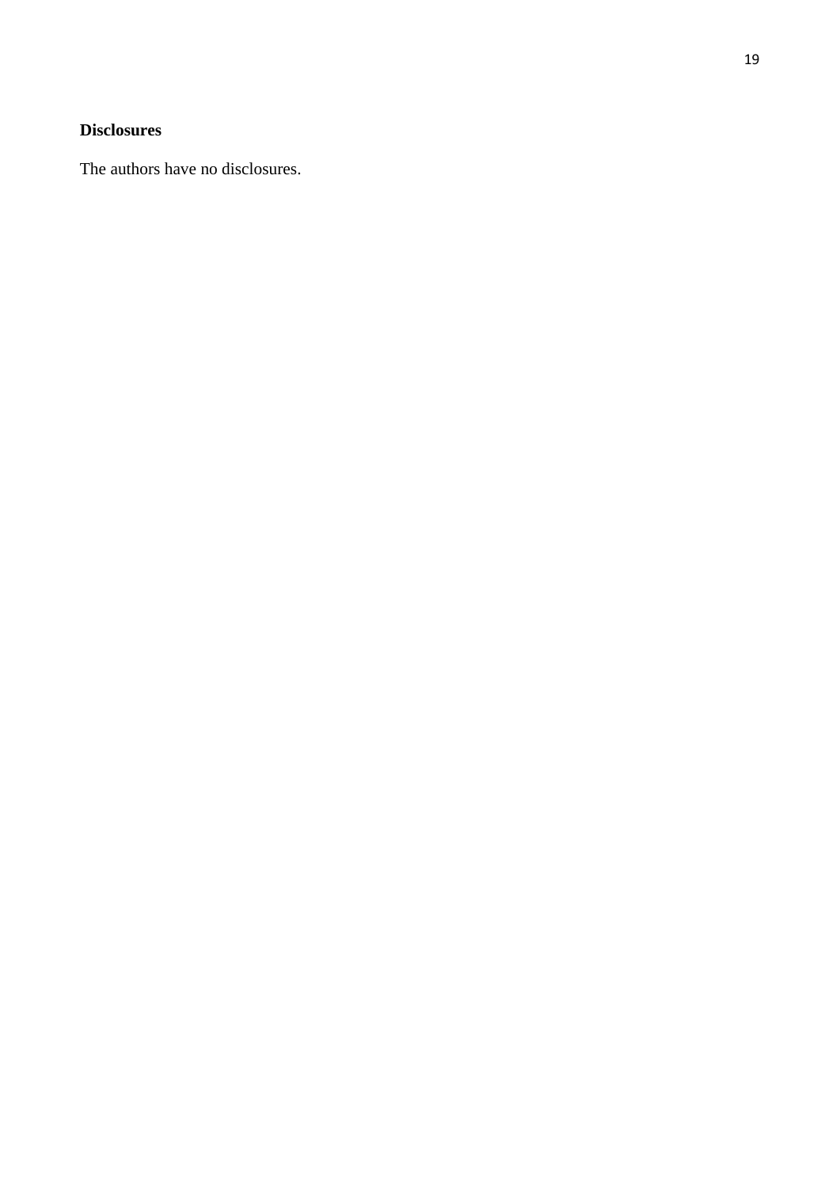**Disclosures**

The authors have no disclosures.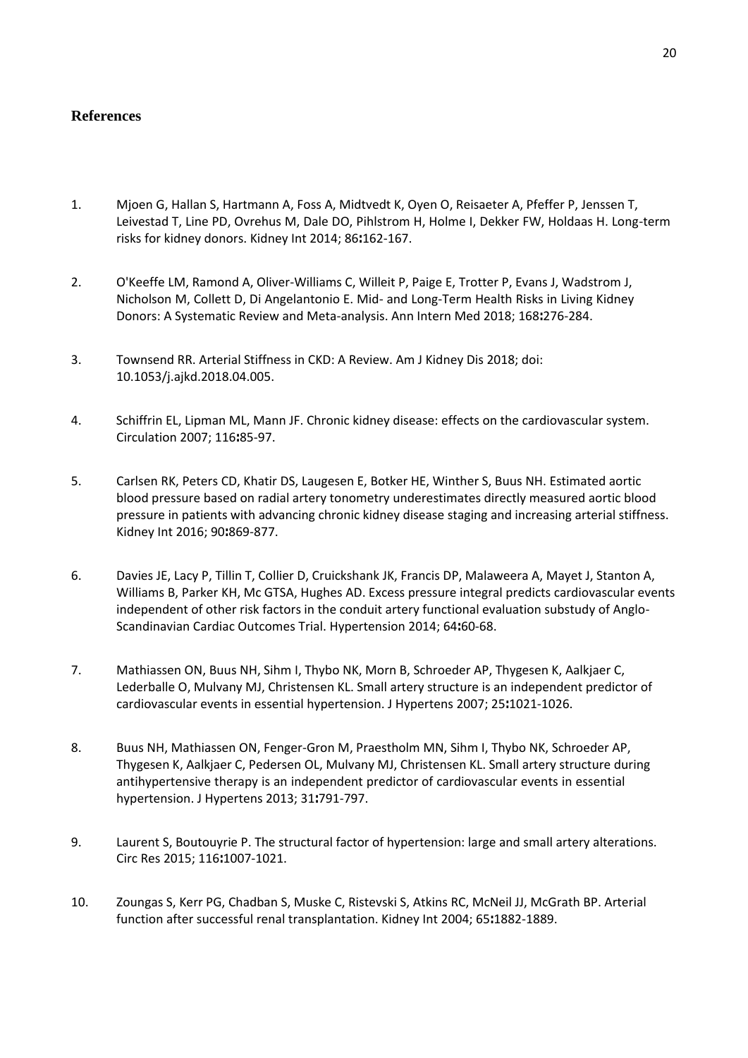## References

1. Mjoen G, Hallan S, Hartmann A, Foss A, Midtvedt K, Oyen O, Reisaeter A, Pfeffer P, Jenssen T, Leivestad T, Line PD, Ovrehus M, Dale DO, Pihlstrom H, Holme I, Dekker FW, Holdaas H. Long-term risks for kidney donors. Kidney Int 2014; 86**:**162-167.

2. O'Keeffe LM, Ramond A, Oliver-Williams C, Willeit P, Paige E, Trotter P, Evans J, Wadstrom J, Nicholson M, Collett D, Di Angelantonio E. Mid- and Long-Term Health Risks in Living Kidney Donors: A Systematic Review and Meta-analysis. Ann Intern Med 2018; 168**:**276-284.

3. Townsend RR. Arterial Stiffness in CKD: A Review. Am J Kidney Dis 2018; doi: 10.1053/j.ajkd.2018.04.005.

4. Schiffrin EL, Lipman ML, Mann JF. Chronic kidney disease: effects on the cardiovascular system. Circulation 2007; 116**:**85-97.

5. Carlsen RK, Peters CD, Khatir DS, Laugesen E, Botker HE, Winther S, Buus NH. Estimated aortic blood pressure based on radial artery tonometry underestimates directly measured aortic blood pressure in patients with advancing chronic kidney disease staging and increasing arterial stiffness. Kidney Int 2016; 90**:**869-877.

6. Davies JE, Lacy P, Tillin T, Collier D, Cruickshank JK, Francis DP, Malaweera A, Mayet J, Stanton A, Williams B, Parker KH, Mc GTSA, Hughes AD. Excess pressure integral predicts cardiovascular events independent of other risk factors in the conduit artery functional evaluation substudy of Anglo-Scandinavian Cardiac Outcomes Trial. Hypertension 2014; 64**:**60-68.

7. Mathiassen ON, Buus NH, Sihm I, Thybo NK, Morn B, Schroeder AP, Thygesen K, Aalkjaer C, Lederballe O, Mulvany MJ, Christensen KL. Small artery structure is an independent predictor of cardiovascular events in essential hypertension. J Hypertens 2007; 25**:**1021-1026.

8. Buus NH, Mathiassen ON, Fenger-Gron M, Praestholm MN, Sihm I, Thybo NK, Schroeder AP, Thygesen K, Aalkjaer C, Pedersen OL, Mulvany MJ, Christensen KL. Small artery structure during antihypertensive therapy is an independent predictor of cardiovascular events in essential hypertension. J Hypertens 2013; 31**:**791-797.

9. Laurent S, Boutouyrie P. The structural factor of hypertension: large and small artery alterations. Circ Res 2015; 116**:**1007-1021.

10. Zoungas S, Kerr PG, Chadban S, Muske C, Ristevski S, Atkins RC, McNeil JJ, McGrath BP. Arterial function after successful renal transplantation. Kidney Int 2004; 65**:**1882-1889.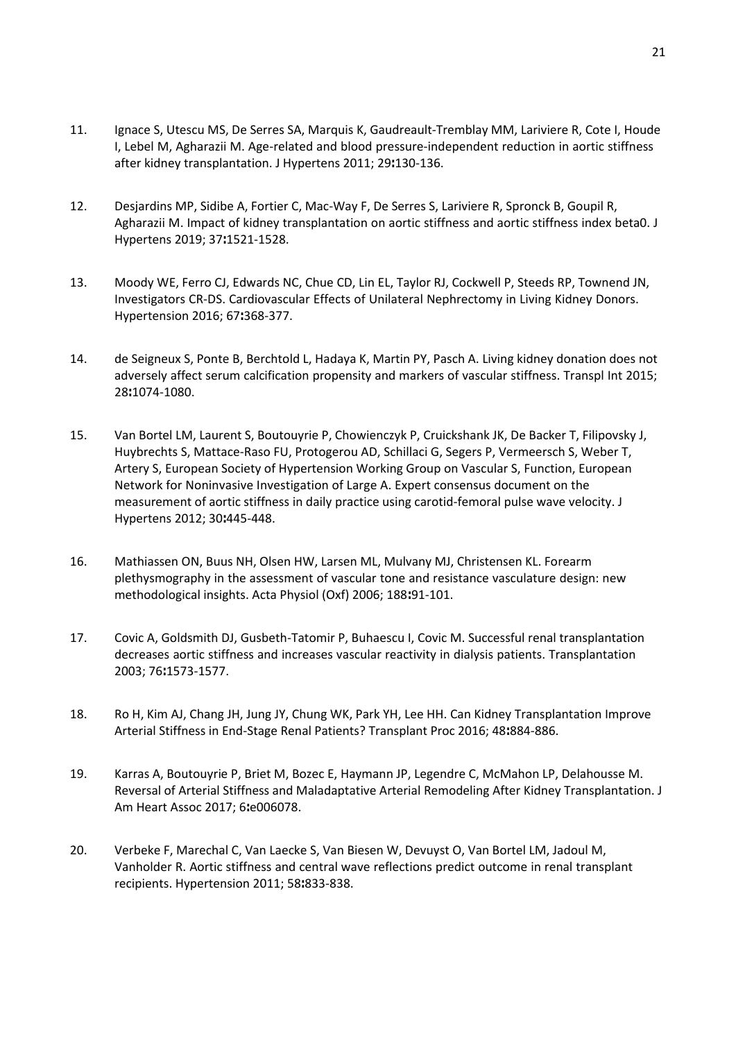11. Ignace S, Utescu MS, De Serres SA, Marquis K, Gaudreault-Tremblay MM, Lariviere R, Cote I, Houde I, Lebel M, Agharazii M. Age-related and blood pressure-independent reduction in aortic stiffness after kidney transplantation. J Hypertens 2011; 29**:**130-136.

12. Desjardins MP, Sidibe A, Fortier C, Mac-Way F, De Serres S, Lariviere R, Spronck B, Goupil R, Agharazii M. Impact of kidney transplantation on aortic stiffness and aortic stiffness index beta0. J Hypertens 2019; 37**:**1521-1528.

13. Moody WE, Ferro CJ, Edwards NC, Chue CD, Lin EL, Taylor RJ, Cockwell P, Steeds RP, Townend JN, Investigators CR-DS. Cardiovascular Effects of Unilateral Nephrectomy in Living Kidney Donors. Hypertension 2016; 67**:**368-377.

14. de Seigneux S, Ponte B, Berchtold L, Hadaya K, Martin PY, Pasch A. Living kidney donation does not adversely affect serum calcification propensity and markers of vascular stiffness. Transpl Int 2015; 28**:**1074-1080.

15. Van Bortel LM, Laurent S, Boutouyrie P, Chowienczyk P, Cruickshank JK, De Backer T, Filipovsky J, Huybrechts S, Mattace-Raso FU, Protogerou AD, Schillaci G, Segers P, Vermeersch S, Weber T, Artery S, European Society of Hypertension Working Group on Vascular S, Function, European Network for Noninvasive Investigation of Large A. Expert consensus document on the measurement of aortic stiffness in daily practice using carotid-femoral pulse wave velocity. J Hypertens 2012; 30**:**445-448.

16. Mathiassen ON, Buus NH, Olsen HW, Larsen ML, Mulvany MJ, Christensen KL. Forearm plethysmography in the assessment of vascular tone and resistance vasculature design: new methodological insights. Acta Physiol (Oxf) 2006; 188**:**91-101.

17. Covic A, Goldsmith DJ, Gusbeth-Tatomir P, Buhaescu I, Covic M. Successful renal transplantation decreases aortic stiffness and increases vascular reactivity in dialysis patients. Transplantation 2003; 76**:**1573-1577.

18. Ro H, Kim AJ, Chang JH, Jung JY, Chung WK, Park YH, Lee HH. Can Kidney Transplantation Improve Arterial Stiffness in End-Stage Renal Patients? Transplant Proc 2016; 48**:**884-886.

19. Karras A, Boutouyrie P, Briet M, Bozec E, Haymann JP, Legendre C, McMahon LP, Delahousse M. Reversal of Arterial Stiffness and Maladaptative Arterial Remodeling After Kidney Transplantation. J Am Heart Assoc 2017; 6**:**e006078.

20. Verbeke F, Marechal C, Van Laecke S, Van Biesen W, Devuyst O, Van Bortel LM, Jadoul M, Vanholder R. Aortic stiffness and central wave reflections predict outcome in renal transplant recipients. Hypertension 2011; 58**:**833-838.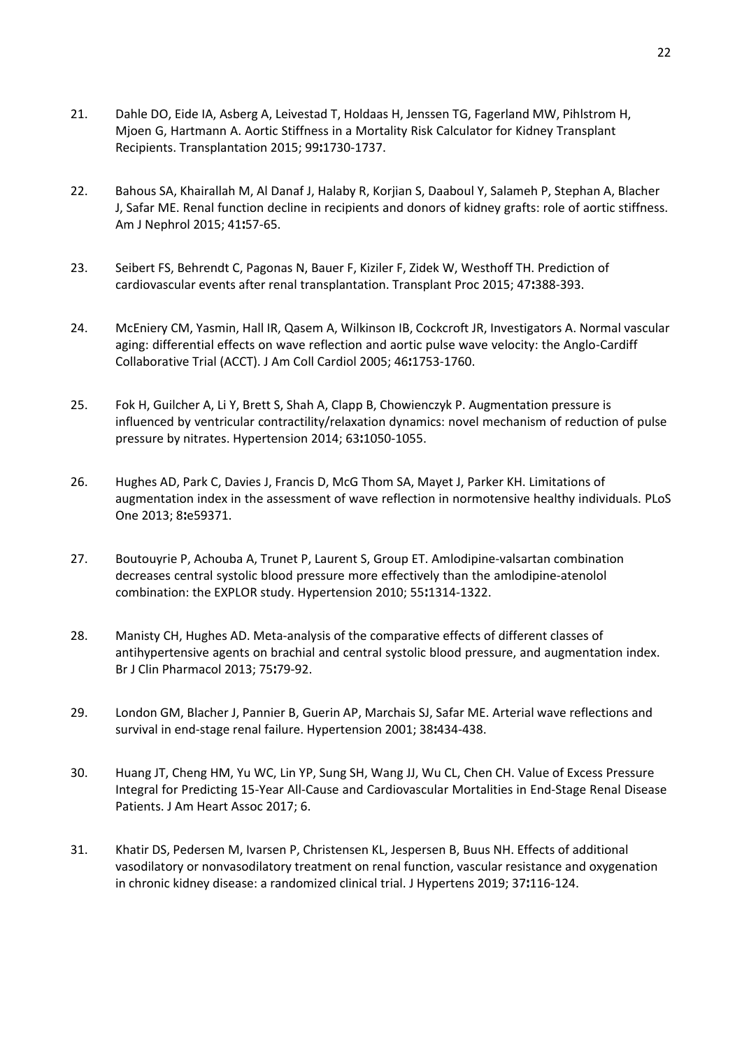21. Dahle DO, Eide IA, Asberg A, Leivestad T, Holdaas H, Jenssen TG, Fagerland MW, Pihlstrom H, Mjoen G, Hartmann A. Aortic Stiffness in a Mortality Risk Calculator for Kidney Transplant Recipients. Transplantation 2015; 99**:**1730-1737.

22. Bahous SA, Khairallah M, Al Danaf J, Halaby R, Korjian S, Daaboul Y, Salameh P, Stephan A, Blacher J, Safar ME. Renal function decline in recipients and donors of kidney grafts: role of aortic stiffness. Am J Nephrol 2015; 41**:**57-65.

23. Seibert FS, Behrendt C, Pagonas N, Bauer F, Kiziler F, Zidek W, Westhoff TH. Prediction of cardiovascular events after renal transplantation. Transplant Proc 2015; 47**:**388-393.

24. McEniery CM, Yasmin, Hall IR, Qasem A, Wilkinson IB, Cockcroft JR, Investigators A. Normal vascular aging: differential effects on wave reflection and aortic pulse wave velocity: the Anglo-Cardiff Collaborative Trial (ACCT). J Am Coll Cardiol 2005; 46**:**1753-1760.

25. Fok H, Guilcher A, Li Y, Brett S, Shah A, Clapp B, Chowienczyk P. Augmentation pressure is influenced by ventricular contractility/relaxation dynamics: novel mechanism of reduction of pulse pressure by nitrates. Hypertension 2014; 63**:**1050-1055.

26. Hughes AD, Park C, Davies J, Francis D, McG Thom SA, Mayet J, Parker KH. Limitations of augmentation index in the assessment of wave reflection in normotensive healthy individuals. PLoS One 2013; 8**:**e59371.

27. Boutouyrie P, Achouba A, Trunet P, Laurent S, Group ET. Amlodipine-valsartan combination decreases central systolic blood pressure more effectively than the amlodipine-atenolol combination: the EXPLOR study. Hypertension 2010; 55**:**1314-1322.

28. Manisty CH, Hughes AD. Meta-analysis of the comparative effects of different classes of antihypertensive agents on brachial and central systolic blood pressure, and augmentation index. Br J Clin Pharmacol 2013; 75**:**79-92.

29. London GM, Blacher J, Pannier B, Guerin AP, Marchais SJ, Safar ME. Arterial wave reflections and survival in end-stage renal failure. Hypertension 2001; 38**:**434-438.

30. Huang JT, Cheng HM, Yu WC, Lin YP, Sung SH, Wang JJ, Wu CL, Chen CH. Value of Excess Pressure Integral for Predicting 15-Year All-Cause and Cardiovascular Mortalities in End-Stage Renal Disease Patients. J Am Heart Assoc 2017; 6.

31. Khatir DS, Pedersen M, Ivarsen P, Christensen KL, Jespersen B, Buus NH. Effects of additional vasodilatory or nonvasodilatory treatment on renal function, vascular resistance and oxygenation in chronic kidney disease: a randomized clinical trial. J Hypertens 2019; 37**:**116-124.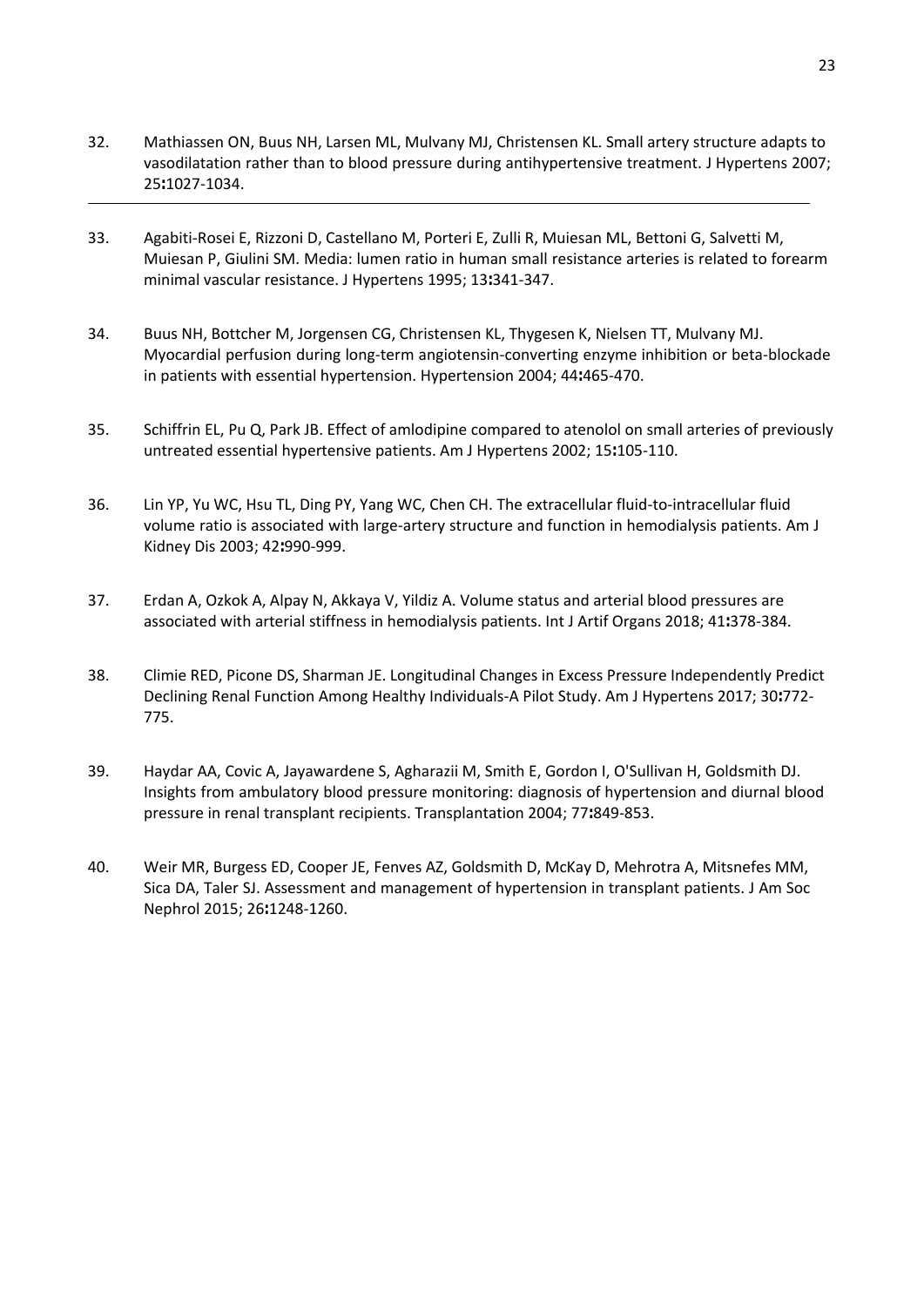32. Mathiassen ON, Buus NH, Larsen ML, Mulvany MJ, Christensen KL. Small artery structure adapts to vasodilatation rather than to blood pressure during antihypertensive treatment. J Hypertens 2007; 25**:**1027-1034.

---

33. Agabiti-Rosei E, Rizzoni D, Castellano M, Porteri E, Zulli R, Muiesan ML, Bettoni G, Salvetti M, Muiesan P, Giulini SM. Media: lumen ratio in human small resistance arteries is related to forearm minimal vascular resistance. J Hypertens 1995; 13**:**341-347.

34. Buus NH, Bottcher M, Jorgensen CG, Christensen KL, Thygesen K, Nielsen TT, Mulvany MJ. Myocardial perfusion during long-term angiotensin-converting enzyme inhibition or beta-blockade in patients with essential hypertension. Hypertension 2004; 44**:**465-470.

35. Schiffrin EL, Pu Q, Park JB. Effect of amlodipine compared to atenolol on small arteries of previously untreated essential hypertensive patients. Am J Hypertens 2002; 15**:**105-110.

36. Lin YP, Yu WC, Hsu TL, Ding PY, Yang WC, Chen CH. The extracellular fluid-to-intracellular fluid volume ratio is associated with large-artery structure and function in hemodialysis patients. Am J Kidney Dis 2003; 42**:**990-999.

37. Erdan A, Ozkok A, Alpay N, Akkaya V, Yildiz A. Volume status and arterial blood pressures are associated with arterial stiffness in hemodialysis patients. Int J Artif Organs 2018; 41**:**378-384.

38. Climie RED, Picone DS, Sharman JE. Longitudinal Changes in Excess Pressure Independently Predict Declining Renal Function Among Healthy Individuals-A Pilot Study. Am J Hypertens 2017; 30**:**772-775.

39. Haydar AA, Covic A, Jayawardene S, Agharazii M, Smith E, Gordon I, O'Sullivan H, Goldsmith DJ. Insights from ambulatory blood pressure monitoring: diagnosis of hypertension and diurnal blood pressure in renal transplant recipients. Transplantation 2004; 77**:**849-853.

40. Weir MR, Burgess ED, Cooper JE, Fenves AZ, Goldsmith D, McKay D, Mehrotra A, Mitsnefes MM, Sica DA, Taler SJ. Assessment and management of hypertension in transplant patients. J Am Soc Nephrol 2015; 26**:**1248-1260.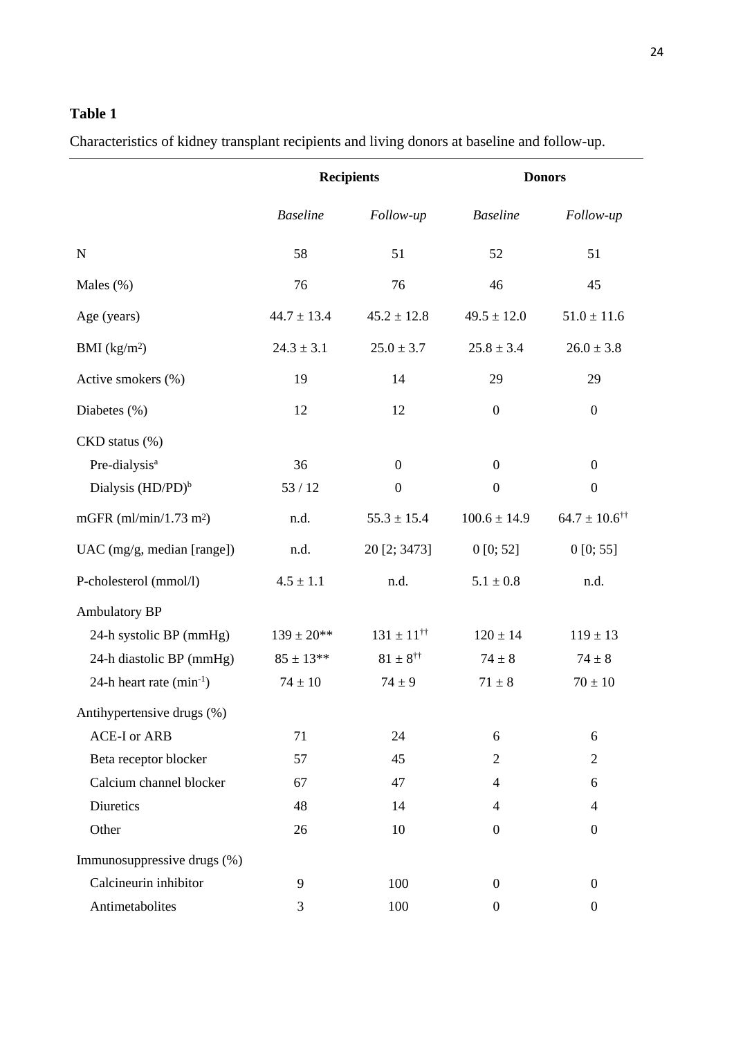**Table 1**

Characteristics of kidney transplant recipients and living donors at baseline and follow-up.

| | Recipients | | Donors | |
|---|---|---|---|---|
| | *Baseline* | *Follow-up* | *Baseline* | *Follow-up* |
| N | 58 | 51 | 52 | 51 |
| Males (%) | 76 | 76 | 46 | 45 |
| Age (years) | 44.7 ± 13.4 | 45.2 ± 12.8 | 49.5 ± 12.0 | 51.0 ± 11.6 |
| BMI ($kg/m^2$) | 24.3 ± 3.1 | 25.0 ± 3.7 | 25.8 ± 3.4 | 26.0 ± 3.8 |
| Active smokers (%) | 19 | 14 | 29 | 29 |
| Diabetes (%) | 12 | 12 | 0 | 0 |
| CKD status (%) | | | | |
| Pre-dialysis[a] | 36 | 0 | 0 | 0 |
| Dialysis (HD/PD)[b] | 53 / 12 | 0 | 0 | 0 |
| mGFR (ml/min/1.73 $m^2$) | n.d. | 55.3 ± 15.4 | 100.6 ± 14.9 | 64.7 ± 10.6[††] |
| UAC (mg/g, median [range]) | n.d. | 20 [2; 3473] | 0 [0; 52] | 0 [0; 55] |
| P-cholesterol (mmol/l) | 4.5 ± 1.1 | n.d. | 5.1 ± 0.8 | n.d. |
| Ambulatory BP | | | | |
| 24-h systolic BP (mmHg) | 139 ± 20** | 131 ± 11[††] | 120 ± 14 | 119 ± 13 |
| 24-h diastolic BP (mmHg) | 85 ± 13** | 81 ± 8[††] | 74 ± 8 | 74 ± 8 |
| 24-h heart rate ($min^{-1}$) | 74 ± 10 | 74 ± 9 | 71 ± 8 | 70 ± 10 |
| Antihypertensive drugs (%) | | | | |
| ACE-I or ARB | 71 | 24 | 6 | 6 |
| Beta receptor blocker | 57 | 45 | 2 | 2 |
| Calcium channel blocker | 67 | 47 | 4 | 6 |
| Diuretics | 48 | 14 | 4 | 4 |
| Other | 26 | 10 | 0 | 0 |
| Immunosuppressive drugs (%) | | | | |
| Calcineurin inhibitor | 9 | 100 | 0 | 0 |
| Antimetabolites | 3 | 100 | 0 | 0 |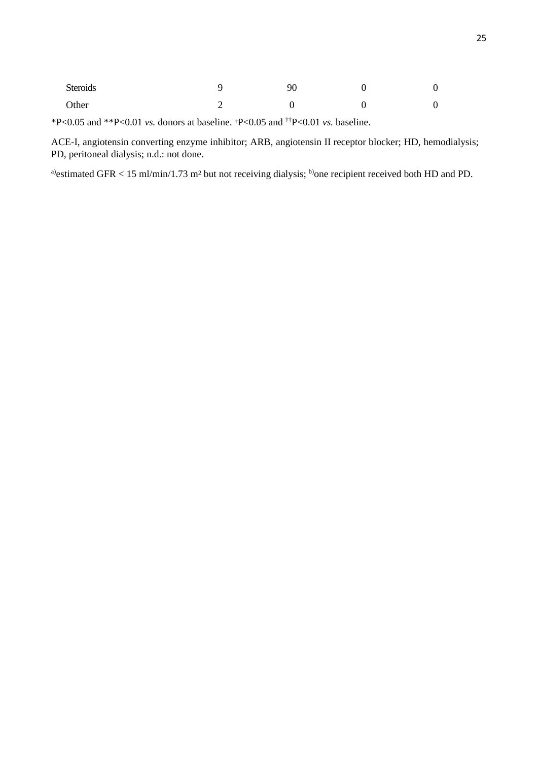| | | | | |
|---|---|---|---|---|
| Steroids | 9 | 90 | 0 | 0 |
| Other | 2 | 0 | 0 | 0 |

*P<0.05 and **P<0.01 *vs.* donors at baseline. †P<0.05 and ††P<0.01 *vs.* baseline.

ACE-I, angiotensin converting enzyme inhibitor; ARB, angiotensin II receptor blocker; HD, hemodialysis; PD, peritoneal dialysis; n.d.: not done.

[a)]estimated GFR < 15 ml/min/1.73 $m^2$ but not receiving dialysis; [b)]one recipient received both HD and PD.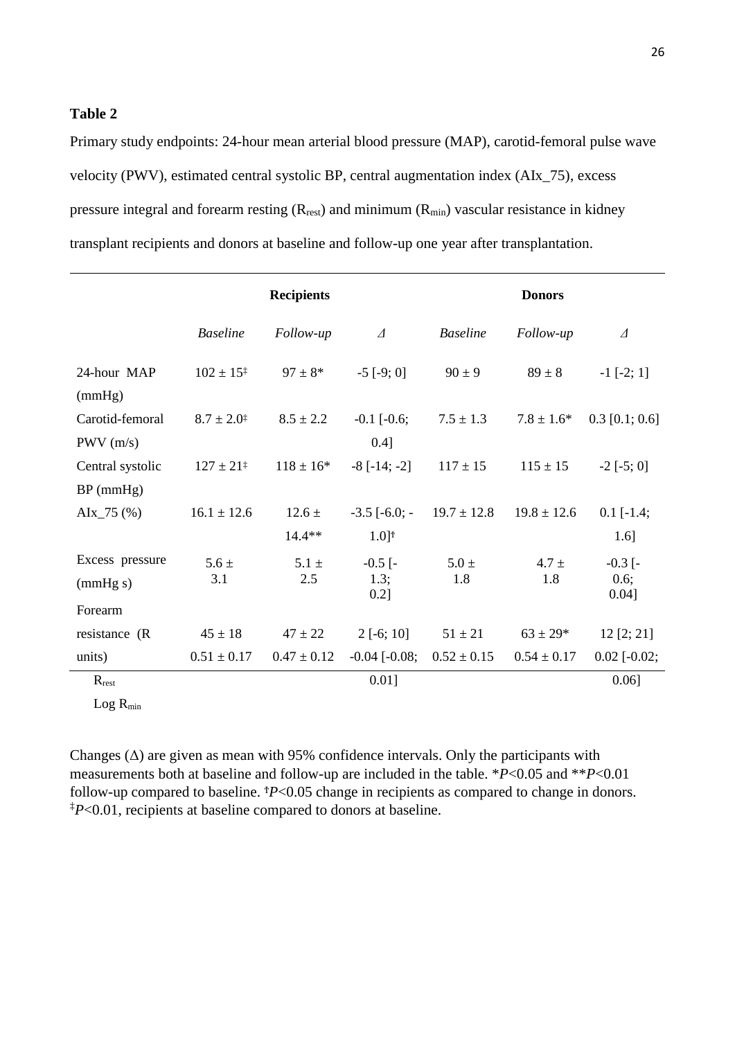**Table 2**

Primary study endpoints: 24-hour mean arterial blood pressure (MAP), carotid-femoral pulse wave velocity (PWV), estimated central systolic BP, central augmentation index (AIx_75), excess pressure integral and forearm resting ($R_{rest}$) and minimum ($R_{min}$) vascular resistance in kidney transplant recipients and donors at baseline and follow-up one year after transplantation.

| | Recipients | | | Donors | | |
|---|---|---|---|---|---|---|
| | *Baseline* | *Follow-up* | *Δ* | *Baseline* | *Follow-up* | *Δ* |
| 24-hour MAP (mmHg) | 102 ± 15‡ | 97 ± 8* | -5 [-9; 0] | 90 ± 9 | 89 ± 8 | -1 [-2; 1] |
| Carotid-femoral PWV (m/s) | 8.7 ± 2.0‡ | 8.5 ± 2.2 | -0.1 [-0.6; 0.4] | 7.5 ± 1.3 | 7.8 ± 1.6* | 0.3 [0.1; 0.6] |
| Central systolic BP (mmHg) | 127 ± 21‡ | 118 ± 16* | -8 [-14; -2] | 117 ± 15 | 115 ± 15 | -2 [-5; 0] |
| AIx_75 (%) | 16.1 ± 12.6 | 12.6 ± 14.4** | -3.5 [-6.0; -1.0]† | 19.7 ± 12.8 | 19.8 ± 12.6 | 0.1 [-1.4; 1.6] |
| Excess pressure (mmHg s) | 5.6 ± 3.1 | 5.1 ± 2.5 | -0.5 [-1.3; 0.2] | 5.0 ± 1.8 | 4.7 ± 1.8 | -0.3 [-0.6; 0.04] |
| Forearm resistance (R units) | | | | | | |
| $R_{rest}$ | 45 ± 18 | 47 ± 22 | 2 [-6; 10] | 51 ± 21 | 63 ± 29* | 12 [2; 21] |
| Log $R_{min}$ | 0.51 ± 0.17 | 0.47 ± 0.12 | -0.04 [-0.08; 0.01] | 0.52 ± 0.15 | 0.54 ± 0.17 | 0.02 [-0.02; 0.06] |

Changes (Δ) are given as mean with 95% confidence intervals. Only the participants with measurements both at baseline and follow-up are included in the table. *$P$<0.05 and **$P$<0.01 follow-up compared to baseline. †$P$<0.05 change in recipients as compared to change in donors. ‡$P$<0.01, recipients at baseline compared to donors at baseline.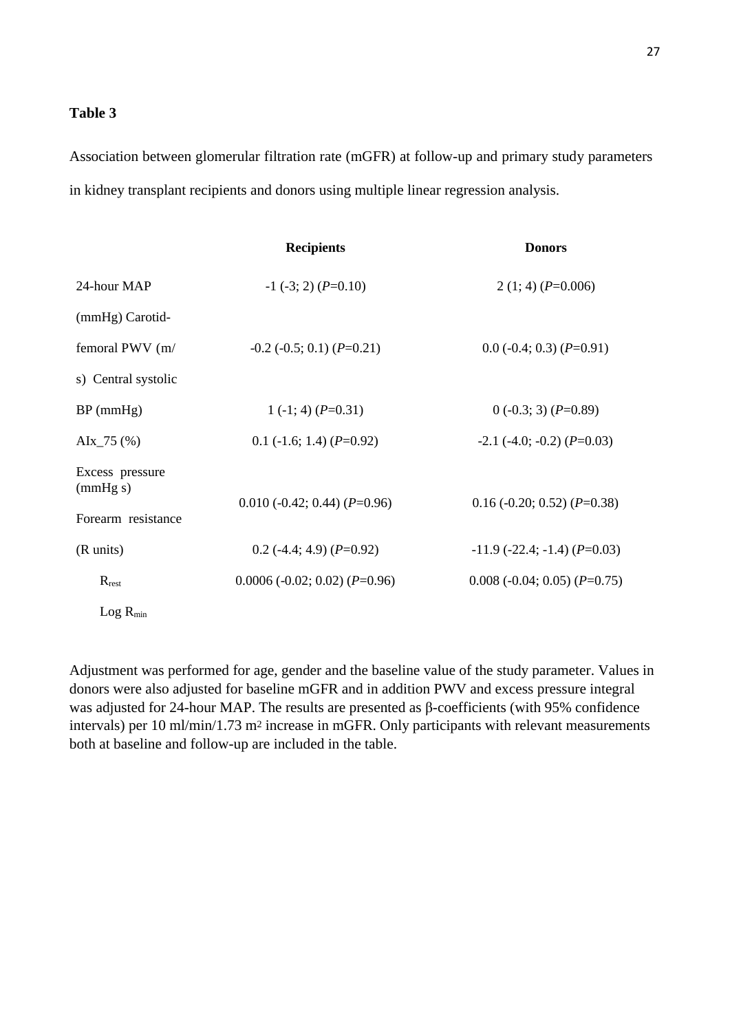**Table 3**

Association between glomerular filtration rate (mGFR) at follow-up and primary study parameters in kidney transplant recipients and donors using multiple linear regression analysis.

| | Recipients | Donors |
|---|---|---|
| 24-hour MAP (mmHg) | -1 (-3; 2) (*P*=0.10) | 2 (1; 4) (*P*=0.006) |
| Carotid-femoral PWV (m/s) | -0.2 (-0.5; 0.1) (*P*=0.21) | 0.0 (-0.4; 0.3) (*P*=0.91) |
| Central systolic BP (mmHg) | 1 (-1; 4) (*P*=0.31) | 0 (-0.3; 3) (*P*=0.89) |
| AIx_75 (%) | 0.1 (-1.6; 1.4) (*P*=0.92) | -2.1 (-4.0; -0.2) (*P*=0.03) |
| Excess pressure (mmHg s) | 0.010 (-0.42; 0.44) (*P*=0.96) | 0.16 (-0.20; 0.52) (*P*=0.38) |
| Forearm resistance (R units) | | |
| $R_{rest}$ | 0.2 (-4.4; 4.9) (*P*=0.92) | -11.9 (-22.4; -1.4) (*P*=0.03) |
| Log $R_{min}$ | 0.0006 (-0.02; 0.02) (*P*=0.96) | 0.008 (-0.04; 0.05) (*P*=0.75) |

Adjustment was performed for age, gender and the baseline value of the study parameter. Values in donors were also adjusted for baseline mGFR and in addition PWV and excess pressure integral was adjusted for 24-hour MAP. The results are presented as β-coefficients (with 95% confidence intervals) per 10 ml/min/1.73 $m^2$ increase in mGFR. Only participants with relevant measurements both at baseline and follow-up are included in the table.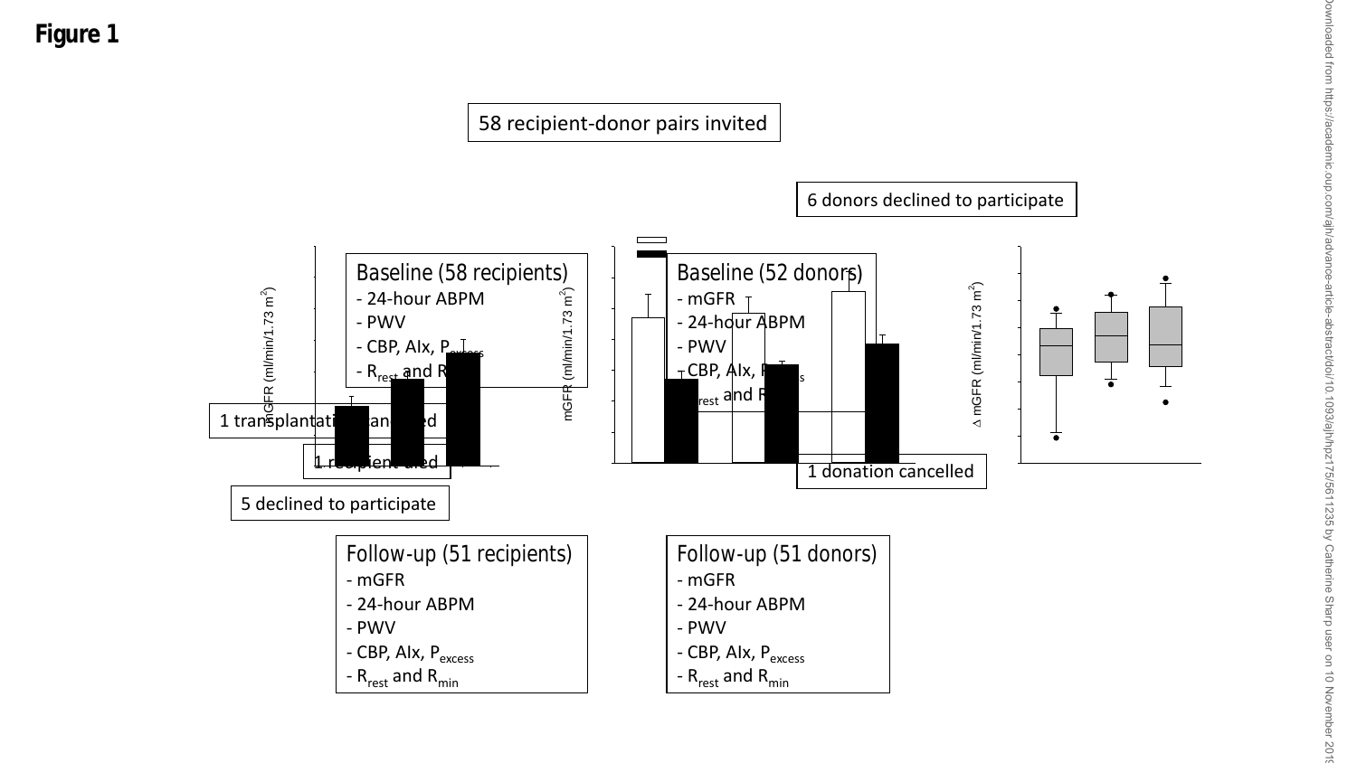**Figure 1**

58 recipient-donor pairs invited

6 donors declined to participate

Baseline (58 recipients)
- 24-hour ABPM
- PWV
- CBP, AIx, $P_{excess}$
- $R_{rest}$ and $R_{min}$

Baseline (52 donors)
- mGFR
- 24-hour ABPM
- PWV
- CBP, AIx, $P_{excess}$
- $R_{rest}$ and $R_{min}$

1 transplantation cancelled

1 recipient died

5 declined to participate

1 donation cancelled

Follow-up (51 recipients)
- mGFR
- 24-hour ABPM
- PWV
- CBP, AIx, $P_{excess}$
- $R_{rest}$ and $R_{min}$

Follow-up (51 donors)
- mGFR
- 24-hour ABPM
- PWV
- CBP, AIx, $P_{excess}$
- $R_{rest}$ and $R_{min}$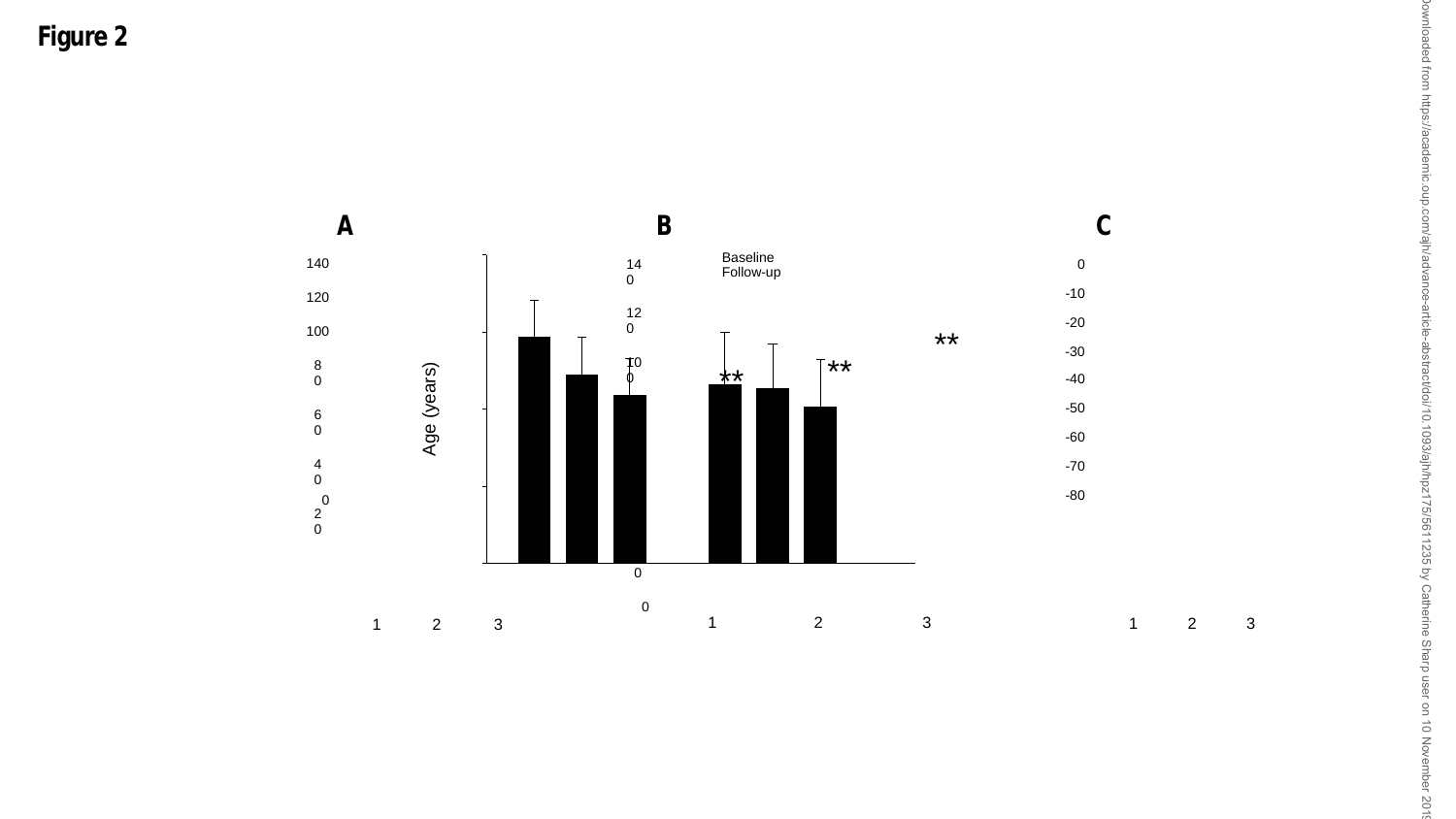**Figure 2**

A

B

C

140

120

100

8
0

6
0

4
0

0
2
0

1 2 3

Age (years)

14
0

12
0

10
0

0

0

Baseline
Follow-up

**

**

**

1 2 3

0

-10

-20

-30

-40

-50

-60

-70

-80

1 2 3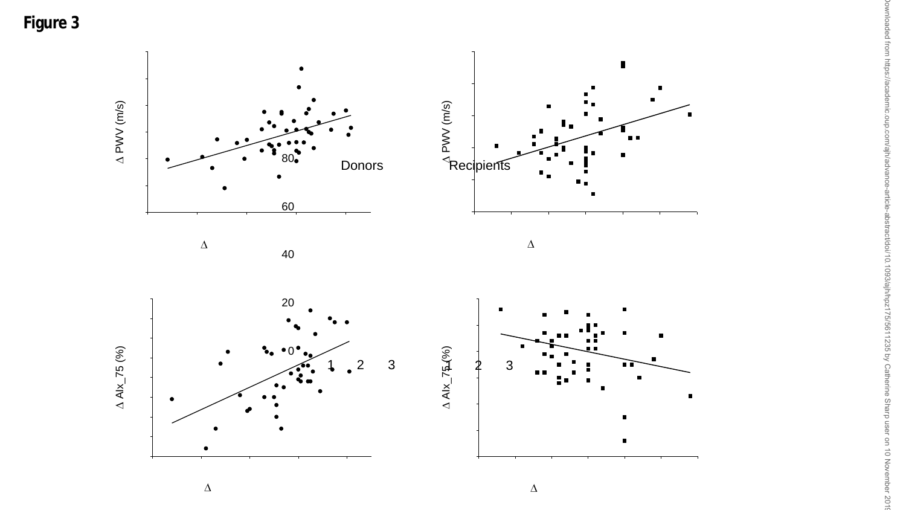**Figure 3**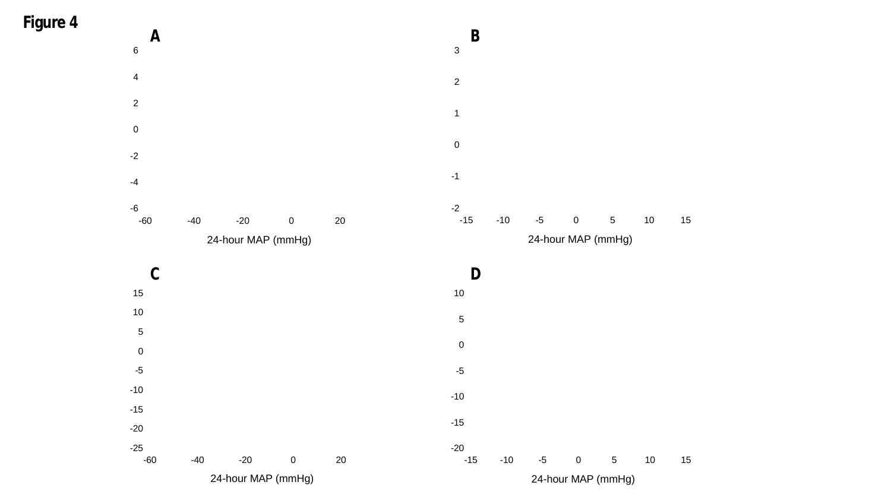**Figure 4**

**A**

6

4

2

0

-2

-4

-6

-60 -40 -20 0 20

24-hour MAP (mmHg)

**B**

3

2

1

0

-1

-2

-15 -10 -5 0 5 10 15

24-hour MAP (mmHg)

**C**

15

10

5

0

-5

-10

-15

-20

-25

-60 -40 -20 0 20

24-hour MAP (mmHg)

**D**

10

5

0

-5

-10

-15

-20

-15 -10 -5 0 5 10 15

24-hour MAP (mmHg)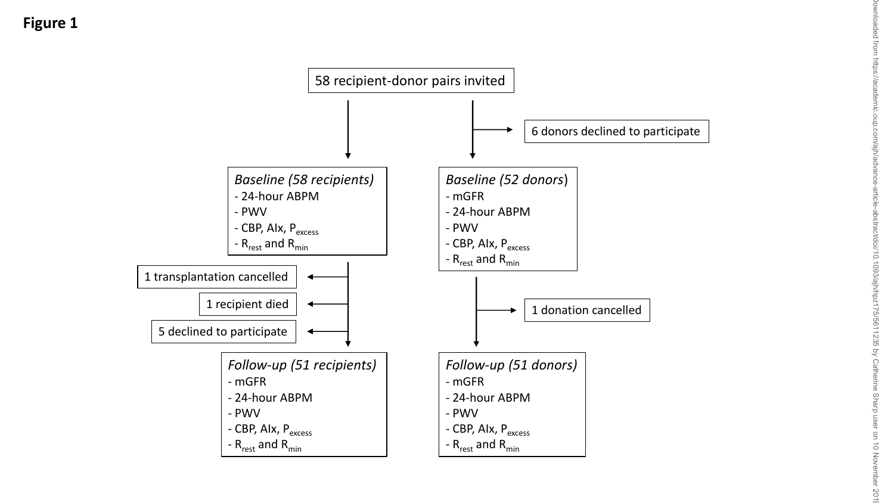**Figure 1**

58 recipient-donor pairs invited

6 donors declined to participate

*Baseline (58 recipients)*
- 24-hour ABPM
- PWV
- CBP, AIx, $P_{excess}$
- $R_{rest}$ and $R_{min}$

*Baseline (52 donors)*
- mGFR
- 24-hour ABPM
- PWV
- CBP, AIx, $P_{excess}$
- $R_{rest}$ and $R_{min}$

1 transplantation cancelled

1 recipient died

5 declined to participate

1 donation cancelled

*Follow-up (51 recipients)*
- mGFR
- 24-hour ABPM
- PWV
- CBP, AIx, $P_{excess}$
- $R_{rest}$ and $R_{min}$

*Follow-up (51 donors)*
- mGFR
- 24-hour ABPM
- PWV
- CBP, AIx, $P_{excess}$
- $R_{rest}$ and $R_{min}$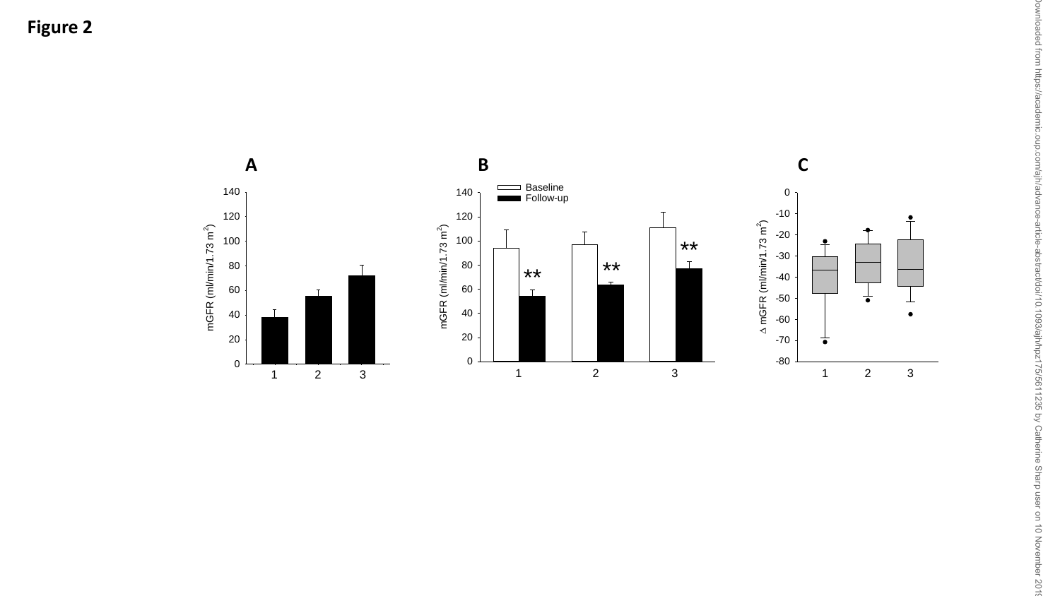**Figure 2**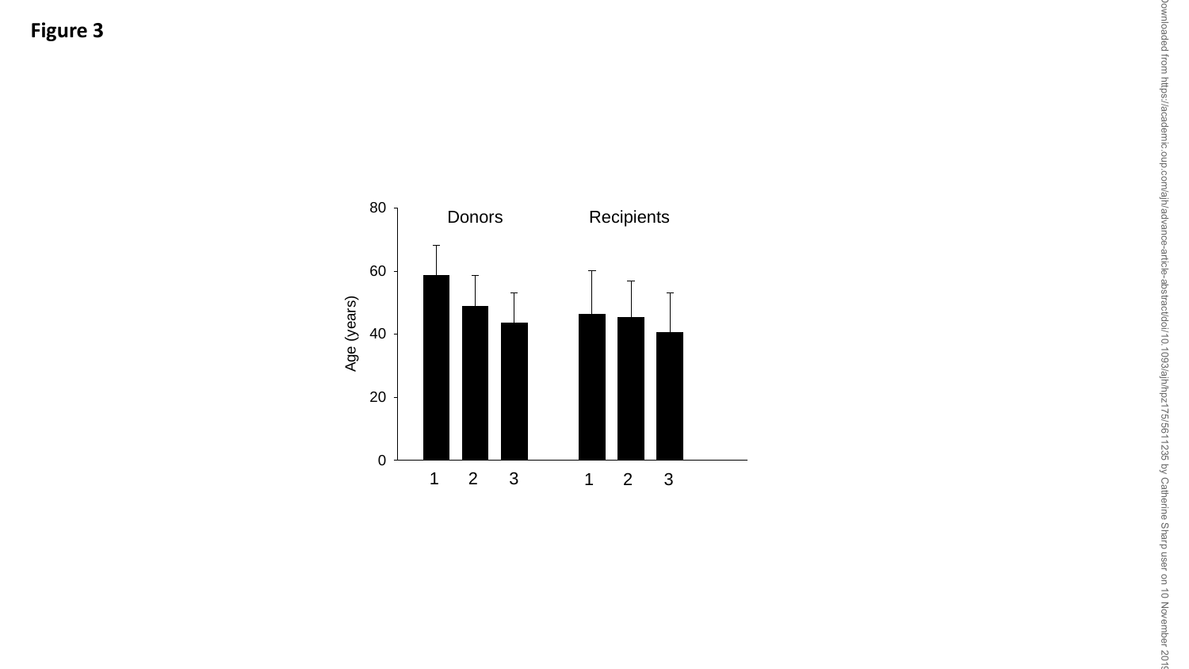**Figure 3**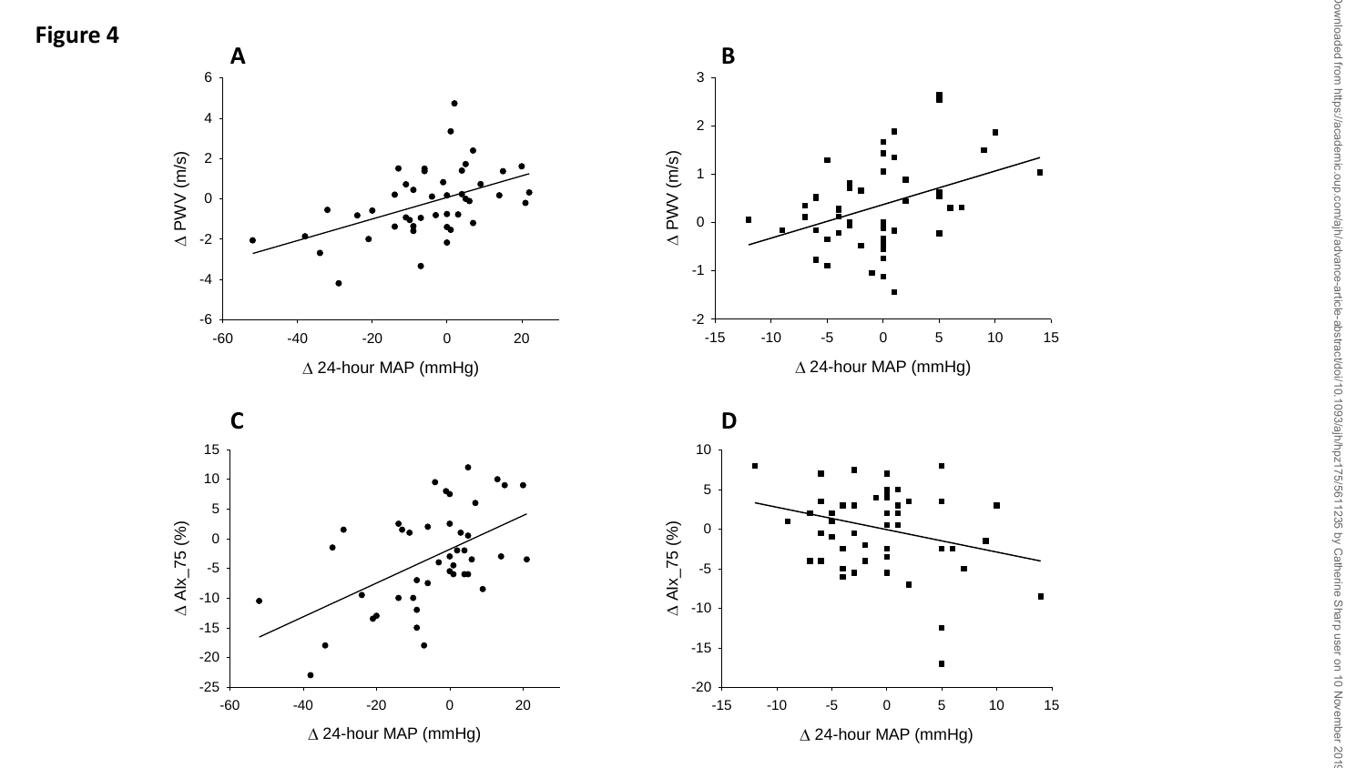**Figure 4**

A

6
4
2
0
-2
-4
-6

Δ PWV (m/s)

-60 -40 -20 0 20

Δ 24-hour MAP (mmHg)

B

3
2
1
0
-1
-2

Δ PWV (m/s)

-15 -10 -5 0 5 10 15

Δ 24-hour MAP (mmHg)

C

15
10
5
0
-5
-10
-15
-20
-25

Δ AIx_75 (%)

-60 -40 -20 0 20

Δ 24-hour MAP (mmHg)

D

10
5
0
-5
-10
-15
-20

Δ AIx_75 (%)

-15 -10 -5 0 5 10 15

Δ 24-hour MAP (mmHg)